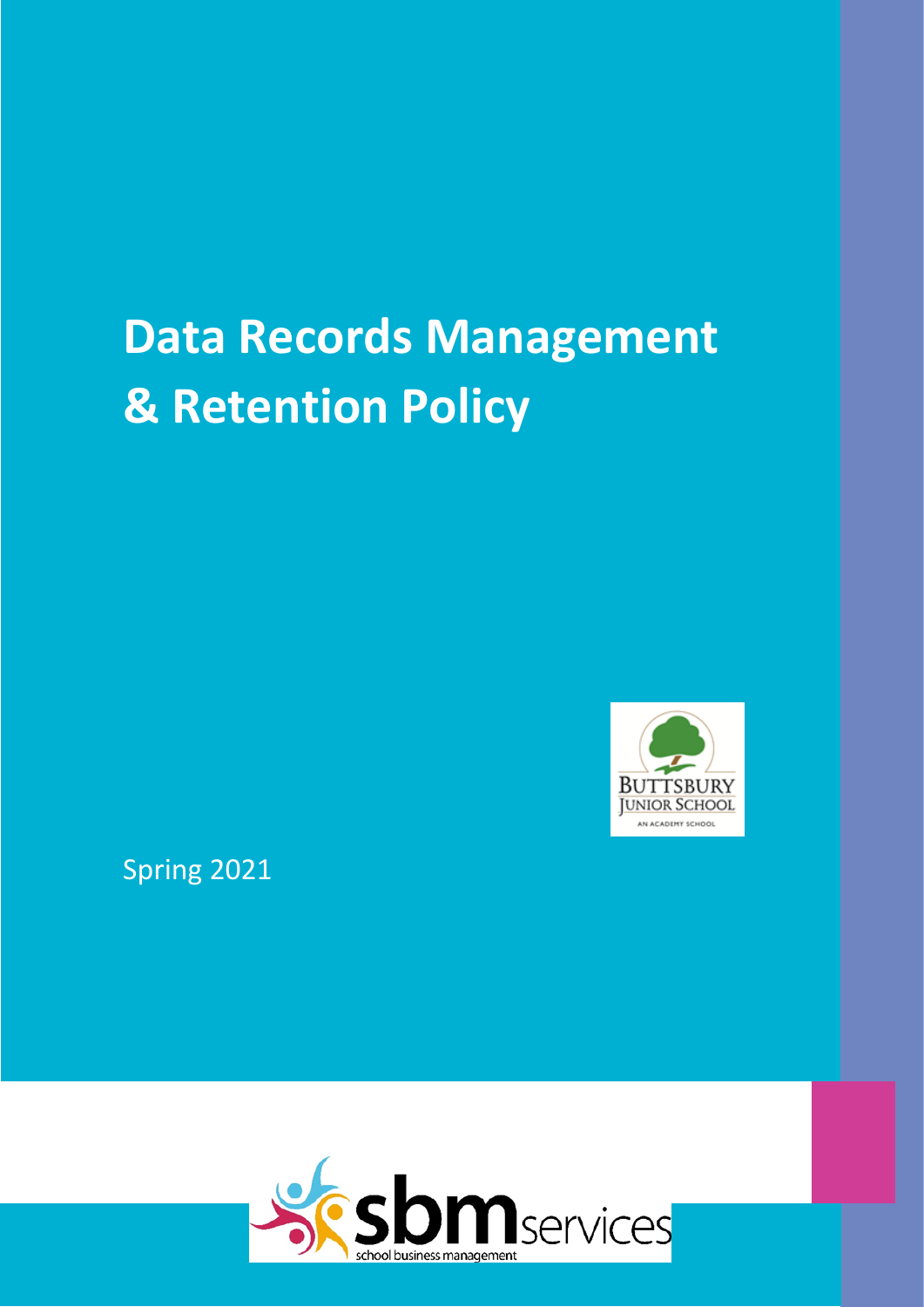# Data Records Management & Retention Policy

Spring 2021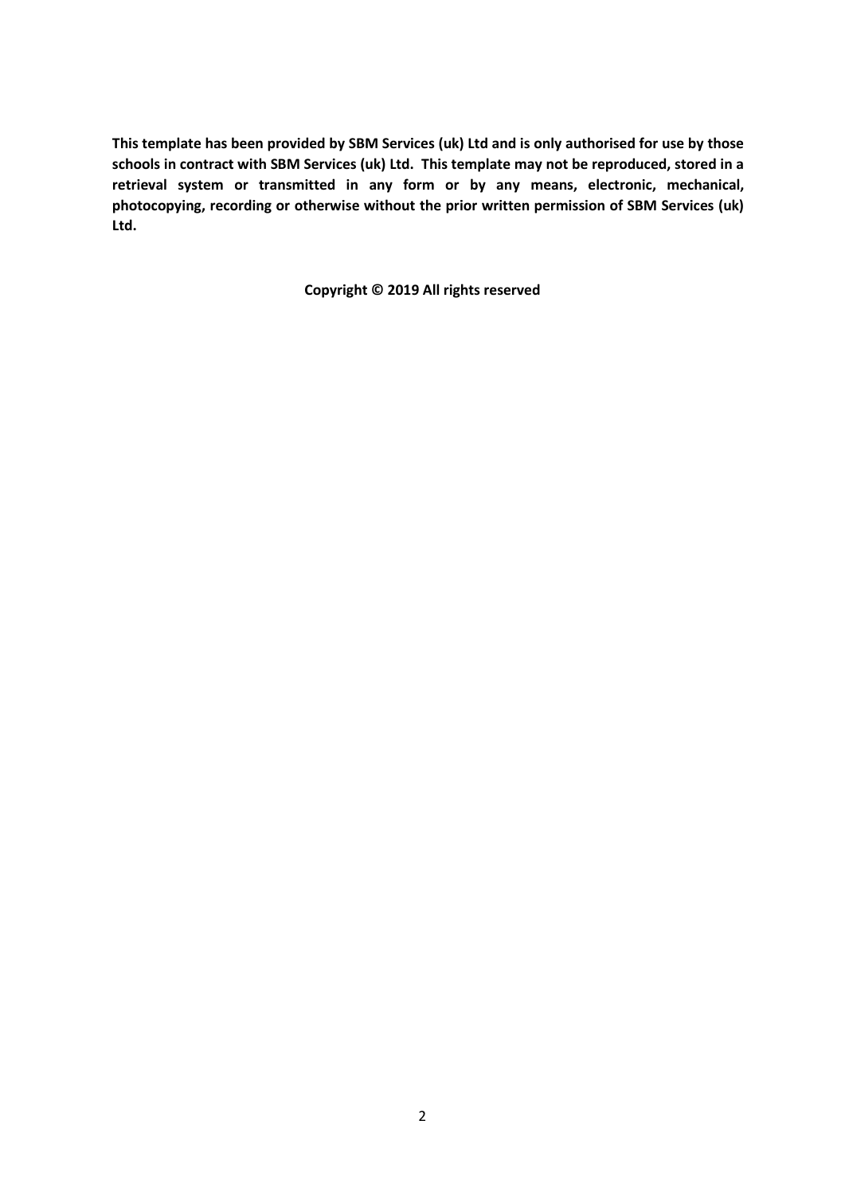**This template has been provided by SBM Services (uk) Ltd and is only authorised for use by those schools in contract with SBM Services (uk) Ltd. This template may not be reproduced, stored in a retrieval system or transmitted in any form or by any means, electronic, mechanical, photocopying, recording or otherwise without the prior written permission of SBM Services (uk) Ltd.**

**Copyright © 2019 All rights reserved**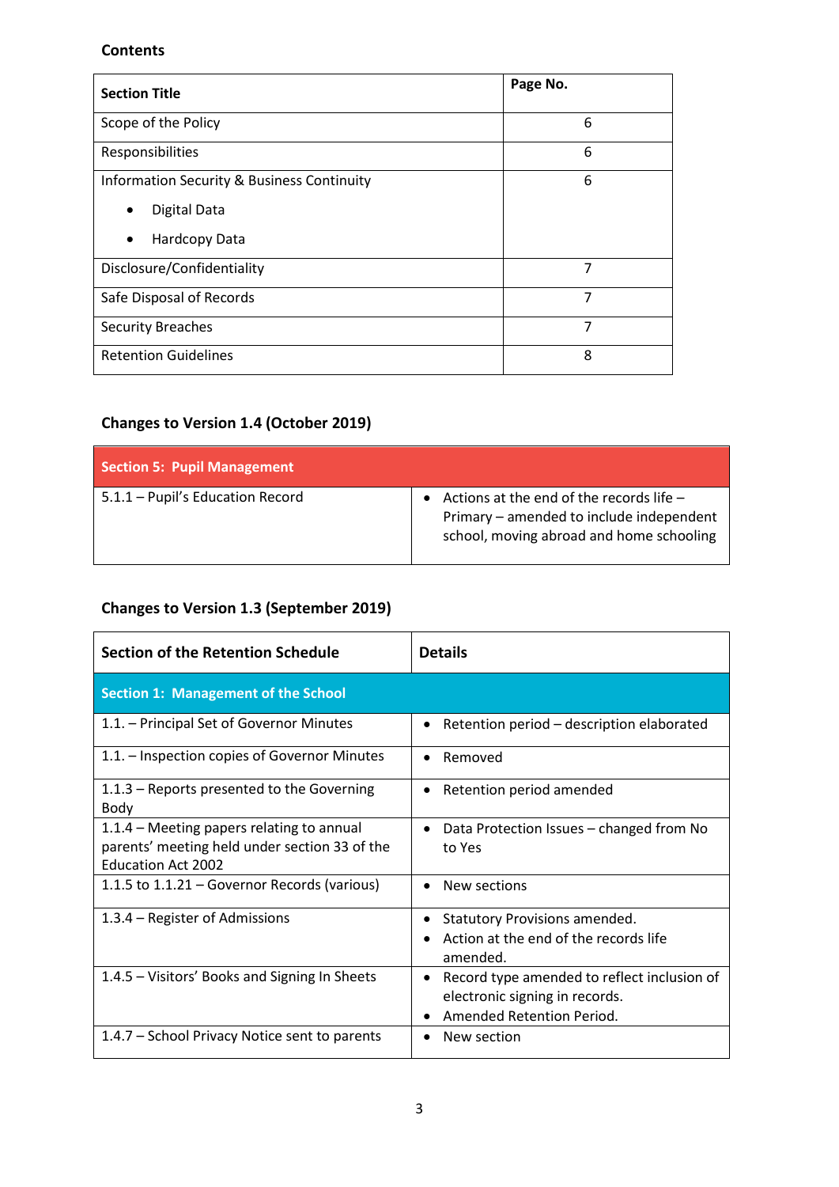## Contents

| Section Title | Page No. |
|---|---|
| Scope of the Policy | 6 |
| Responsibilities | 6 |
| Information Security & Business Continuity<br>• Digital Data<br>• Hardcopy Data | 6 |
| Disclosure/Confidentiality | 7 |
| Safe Disposal of Records | 7 |
| Security Breaches | 7 |
| Retention Guidelines | 8 |

## Changes to Version 1.4 (October 2019)

| **Section 5: Pupil Management** | |
|---|---|
| 5.1.1 – Pupil's Education Record | • Actions at the end of the records life – Primary – amended to include independent school, moving abroad and home schooling |

## Changes to Version 1.3 (September 2019)

| Section of the Retention Schedule | Details |
|---|---|
| **Section 1: Management of the School** | |
| 1.1. – Principal Set of Governor Minutes | • Retention period – description elaborated |
| 1.1. – Inspection copies of Governor Minutes | • Removed |
| 1.1.3 – Reports presented to the Governing Body | • Retention period amended |
| 1.1.4 – Meeting papers relating to annual parents' meeting held under section 33 of the Education Act 2002 | • Data Protection Issues – changed from No to Yes |
| 1.1.5 to 1.1.21 – Governor Records (various) | • New sections |
| 1.3.4 – Register of Admissions | • Statutory Provisions amended.<br>• Action at the end of the records life amended. |
| 1.4.5 – Visitors' Books and Signing In Sheets | • Record type amended to reflect inclusion of electronic signing in records.<br>• Amended Retention Period. |
| 1.4.7 – School Privacy Notice sent to parents | • New section |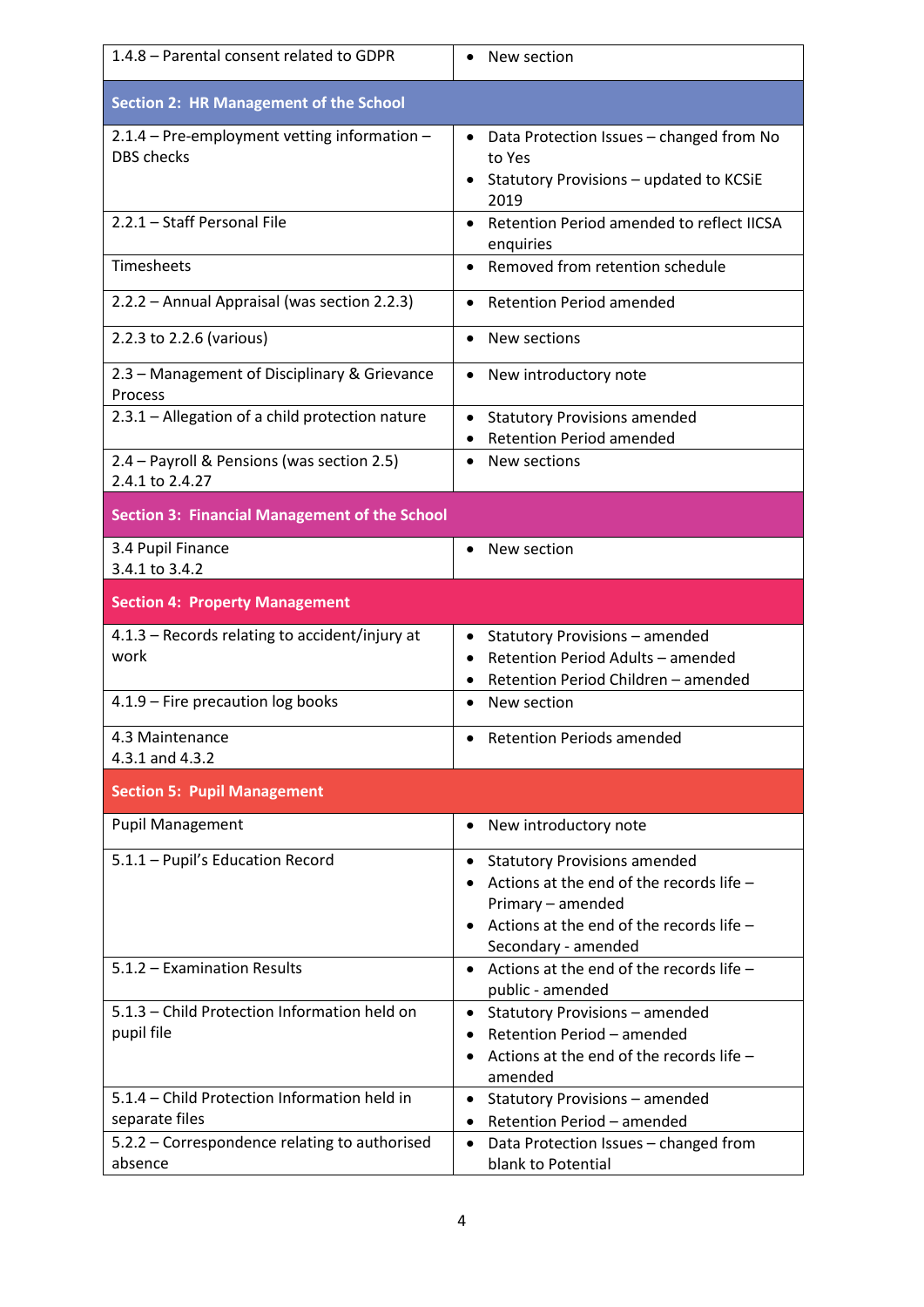| | |
|---|---|
| 1.4.8 – Parental consent related to GDPR | • New section |
| **Section 2: HR Management of the School** | |
| 2.1.4 – Pre-employment vetting information – DBS checks | • Data Protection Issues – changed from No to Yes<br>• Statutory Provisions – updated to KCSiE 2019 |
| 2.2.1 – Staff Personal File | • Retention Period amended to reflect IICSA enquiries |
| Timesheets | • Removed from retention schedule |
| 2.2.2 – Annual Appraisal (was section 2.2.3) | • Retention Period amended |
| 2.2.3 to 2.2.6 (various) | • New sections |
| 2.3 – Management of Disciplinary & Grievance Process | • New introductory note |
| 2.3.1 – Allegation of a child protection nature | • Statutory Provisions amended<br>• Retention Period amended |
| 2.4 – Payroll & Pensions (was section 2.5)<br>2.4.1 to 2.4.27 | • New sections |
| **Section 3: Financial Management of the School** | |
| 3.4 Pupil Finance<br>3.4.1 to 3.4.2 | • New section |
| **Section 4: Property Management** | |
| 4.1.3 – Records relating to accident/injury at work | • Statutory Provisions – amended<br>• Retention Period Adults – amended<br>• Retention Period Children – amended |
| 4.1.9 – Fire precaution log books | • New section |
| 4.3 Maintenance<br>4.3.1 and 4.3.2 | • Retention Periods amended |
| **Section 5: Pupil Management** | |
| Pupil Management | • New introductory note |
| 5.1.1 – Pupil's Education Record | • Statutory Provisions amended<br>• Actions at the end of the records life – Primary – amended<br>• Actions at the end of the records life – Secondary - amended |
| 5.1.2 – Examination Results | • Actions at the end of the records life – public - amended |
| 5.1.3 – Child Protection Information held on pupil file | • Statutory Provisions – amended<br>• Retention Period – amended<br>• Actions at the end of the records life – amended |
| 5.1.4 – Child Protection Information held in separate files | • Statutory Provisions – amended<br>• Retention Period – amended |
| 5.2.2 – Correspondence relating to authorised absence | • Data Protection Issues – changed from blank to Potential |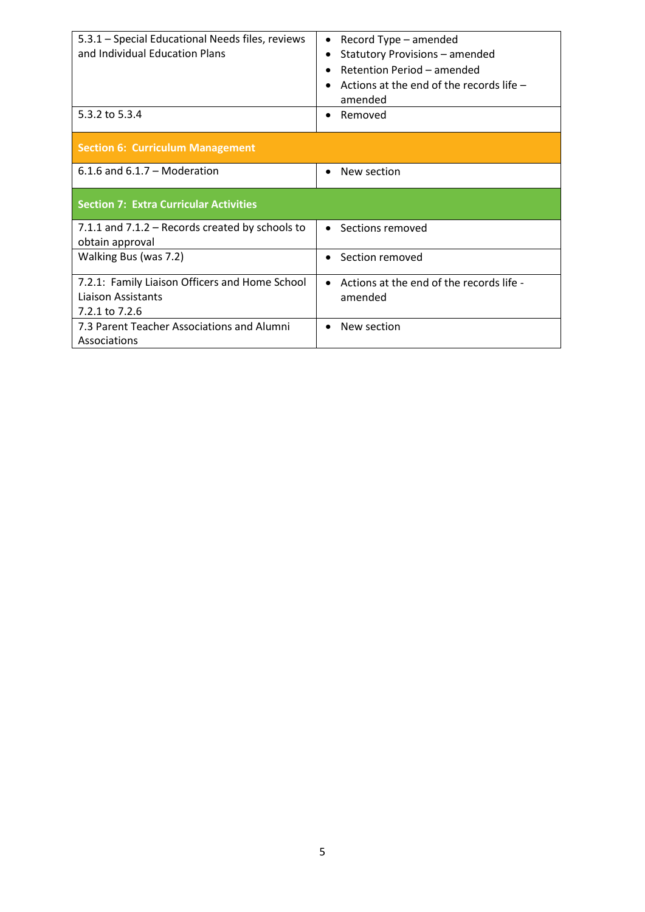| | |
|---|---|
| 5.3.1 – Special Educational Needs files, reviews and Individual Education Plans | • Record Type – amended<br>• Statutory Provisions – amended<br>• Retention Period – amended<br>• Actions at the end of the records life – amended |
| 5.3.2 to 5.3.4 | • Removed |
| **Section 6: Curriculum Management** | |
| 6.1.6 and 6.1.7 – Moderation | • New section |
| **Section 7: Extra Curricular Activities** | |
| 7.1.1 and 7.1.2 – Records created by schools to obtain approval | • Sections removed |
| Walking Bus (was 7.2) | • Section removed |
| 7.2.1: Family Liaison Officers and Home School Liaison Assistants<br>7.2.1 to 7.2.6 | • Actions at the end of the records life - amended |
| 7.3 Parent Teacher Associations and Alumni Associations | • New section |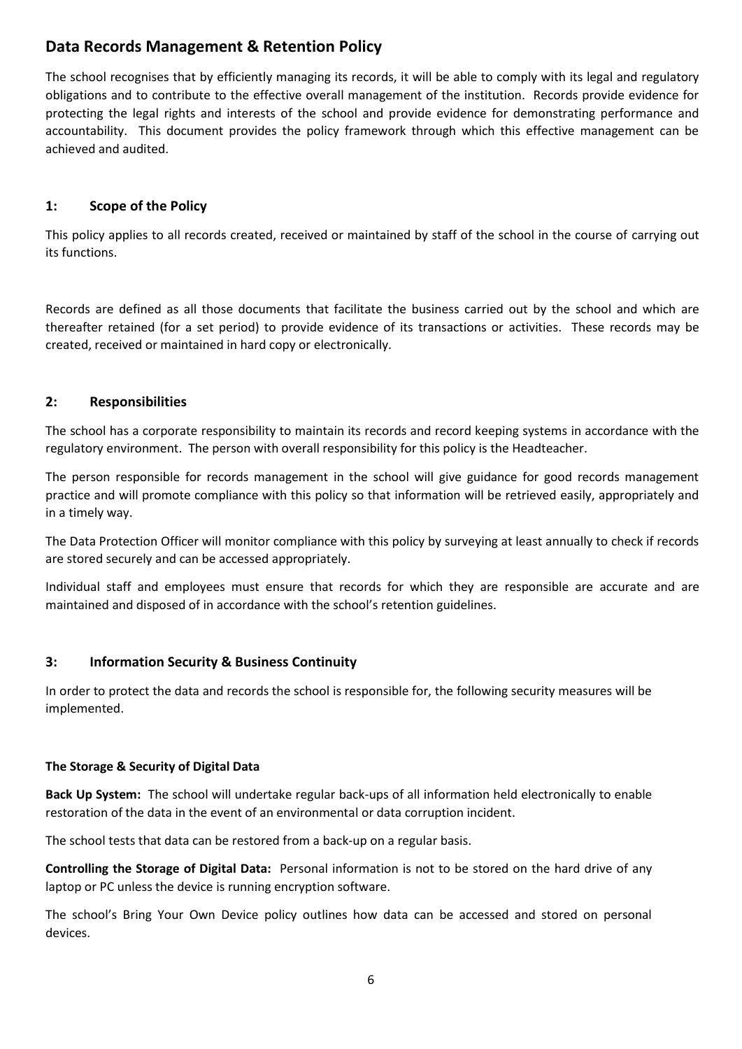## Data Records Management & Retention Policy

The school recognises that by efficiently managing its records, it will be able to comply with its legal and regulatory obligations and to contribute to the effective overall management of the institution. Records provide evidence for protecting the legal rights and interests of the school and provide evidence for demonstrating performance and accountability. This document provides the policy framework through which this effective management can be achieved and audited.

### 1: Scope of the Policy

This policy applies to all records created, received or maintained by staff of the school in the course of carrying out its functions.

Records are defined as all those documents that facilitate the business carried out by the school and which are thereafter retained (for a set period) to provide evidence of its transactions or activities. These records may be created, received or maintained in hard copy or electronically.

### 2: Responsibilities

The school has a corporate responsibility to maintain its records and record keeping systems in accordance with the regulatory environment. The person with overall responsibility for this policy is the Headteacher.

The person responsible for records management in the school will give guidance for good records management practice and will promote compliance with this policy so that information will be retrieved easily, appropriately and in a timely way.

The Data Protection Officer will monitor compliance with this policy by surveying at least annually to check if records are stored securely and can be accessed appropriately.

Individual staff and employees must ensure that records for which they are responsible are accurate and are maintained and disposed of in accordance with the school's retention guidelines.

### 3: Information Security & Business Continuity

In order to protect the data and records the school is responsible for, the following security measures will be implemented.

**The Storage & Security of Digital Data**

**Back Up System:** The school will undertake regular back-ups of all information held electronically to enable restoration of the data in the event of an environmental or data corruption incident.

The school tests that data can be restored from a back-up on a regular basis.

**Controlling the Storage of Digital Data:** Personal information is not to be stored on the hard drive of any laptop or PC unless the device is running encryption software.

The school's Bring Your Own Device policy outlines how data can be accessed and stored on personal devices.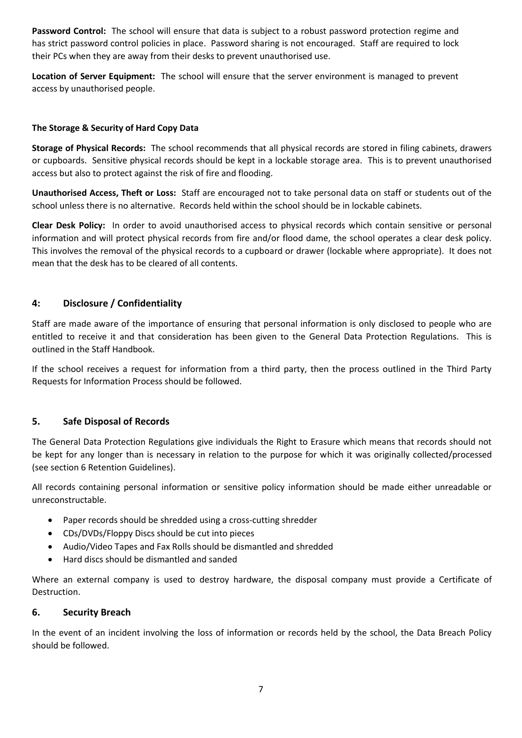**Password Control:** The school will ensure that data is subject to a robust password protection regime and has strict password control policies in place. Password sharing is not encouraged. Staff are required to lock their PCs when they are away from their desks to prevent unauthorised use.

**Location of Server Equipment:** The school will ensure that the server environment is managed to prevent access by unauthorised people.

### The Storage & Security of Hard Copy Data

**Storage of Physical Records:** The school recommends that all physical records are stored in filing cabinets, drawers or cupboards. Sensitive physical records should be kept in a lockable storage area. This is to prevent unauthorised access but also to protect against the risk of fire and flooding.

**Unauthorised Access, Theft or Loss:** Staff are encouraged not to take personal data on staff or students out of the school unless there is no alternative. Records held within the school should be in lockable cabinets.

**Clear Desk Policy:** In order to avoid unauthorised access to physical records which contain sensitive or personal information and will protect physical records from fire and/or flood dame, the school operates a clear desk policy. This involves the removal of the physical records to a cupboard or drawer (lockable where appropriate). It does not mean that the desk has to be cleared of all contents.

## 4: Disclosure / Confidentiality

Staff are made aware of the importance of ensuring that personal information is only disclosed to people who are entitled to receive it and that consideration has been given to the General Data Protection Regulations. This is outlined in the Staff Handbook.

If the school receives a request for information from a third party, then the process outlined in the Third Party Requests for Information Process should be followed.

## 5. Safe Disposal of Records

The General Data Protection Regulations give individuals the Right to Erasure which means that records should not be kept for any longer than is necessary in relation to the purpose for which it was originally collected/processed (see section 6 Retention Guidelines).

All records containing personal information or sensitive policy information should be made either unreadable or unreconstructable.

- Paper records should be shredded using a cross-cutting shredder
- CDs/DVDs/Floppy Discs should be cut into pieces
- Audio/Video Tapes and Fax Rolls should be dismantled and shredded
- Hard discs should be dismantled and sanded

Where an external company is used to destroy hardware, the disposal company must provide a Certificate of Destruction.

## 6. Security Breach

In the event of an incident involving the loss of information or records held by the school, the Data Breach Policy should be followed.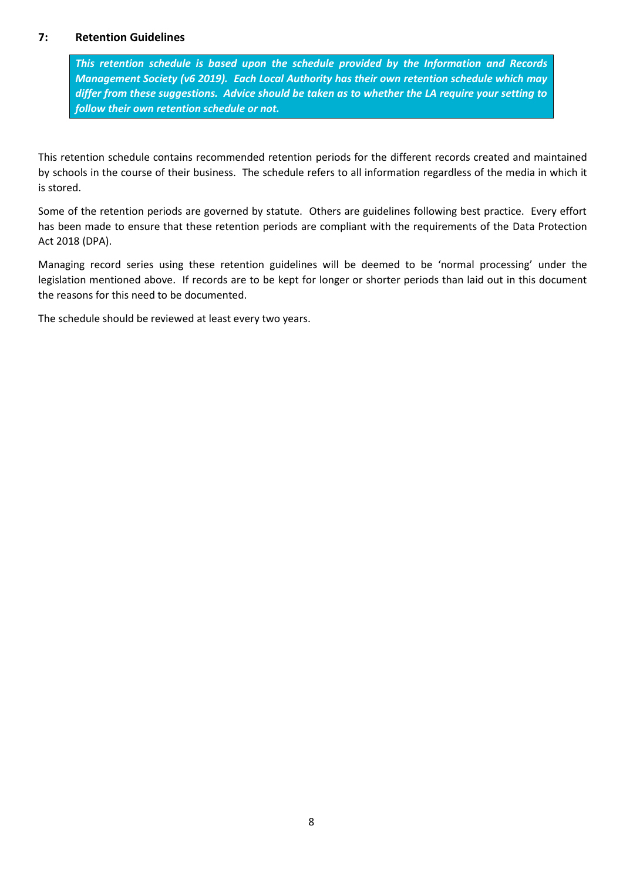## 7: Retention Guidelines

> ***This retention schedule is based upon the schedule provided by the Information and Records Management Society (v6 2019). Each Local Authority has their own retention schedule which may differ from these suggestions. Advice should be taken as to whether the LA require your setting to follow their own retention schedule or not.***

This retention schedule contains recommended retention periods for the different records created and maintained by schools in the course of their business. The schedule refers to all information regardless of the media in which it is stored.

Some of the retention periods are governed by statute. Others are guidelines following best practice. Every effort has been made to ensure that these retention periods are compliant with the requirements of the Data Protection Act 2018 (DPA).

Managing record series using these retention guidelines will be deemed to be 'normal processing' under the legislation mentioned above. If records are to be kept for longer or shorter periods than laid out in this document the reasons for this need to be documented.

The schedule should be reviewed at least every two years.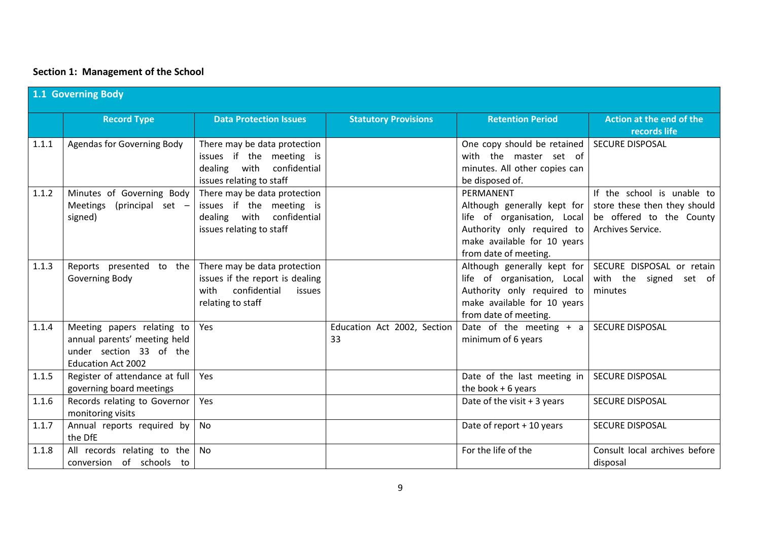**Section 1: Management of the School**

| 1.1 Governing Body | | | | | |
|---|---|---|---|---|---|
| | **Record Type** | **Data Protection Issues** | **Statutory Provisions** | **Retention Period** | **Action at the end of the records life** |
| 1.1.1 | Agendas for Governing Body | There may be data protection issues if the meeting is dealing with confidential issues relating to staff | | One copy should be retained with the master set of minutes. All other copies can be disposed of. | SECURE DISPOSAL |
| 1.1.2 | Minutes of Governing Body Meetings (principal set – signed) | There may be data protection issues if the meeting is dealing with confidential issues relating to staff | | PERMANENT<br>Although generally kept for life of organisation, Local Authority only required to make available for 10 years from date of meeting. | If the school is unable to store these then they should be offered to the County Archives Service. |
| 1.1.3 | Reports presented to the Governing Body | There may be data protection issues if the report is dealing with confidential issues relating to staff | | Although generally kept for life of organisation, Local Authority only required to make available for 10 years from date of meeting. | SECURE DISPOSAL or retain with the signed set of minutes |
| 1.1.4 | Meeting papers relating to annual parents' meeting held under section 33 of the Education Act 2002 | Yes | Education Act 2002, Section 33 | Date of the meeting + a minimum of 6 years | SECURE DISPOSAL |
| 1.1.5 | Register of attendance at full governing board meetings | Yes | | Date of the last meeting in the book + 6 years | SECURE DISPOSAL |
| 1.1.6 | Records relating to Governor monitoring visits | Yes | | Date of the visit + 3 years | SECURE DISPOSAL |
| 1.1.7 | Annual reports required by the DfE | No | | Date of report + 10 years | SECURE DISPOSAL |
| 1.1.8 | All records relating to the conversion of schools to | No | | For the life of the | Consult local archives before disposal |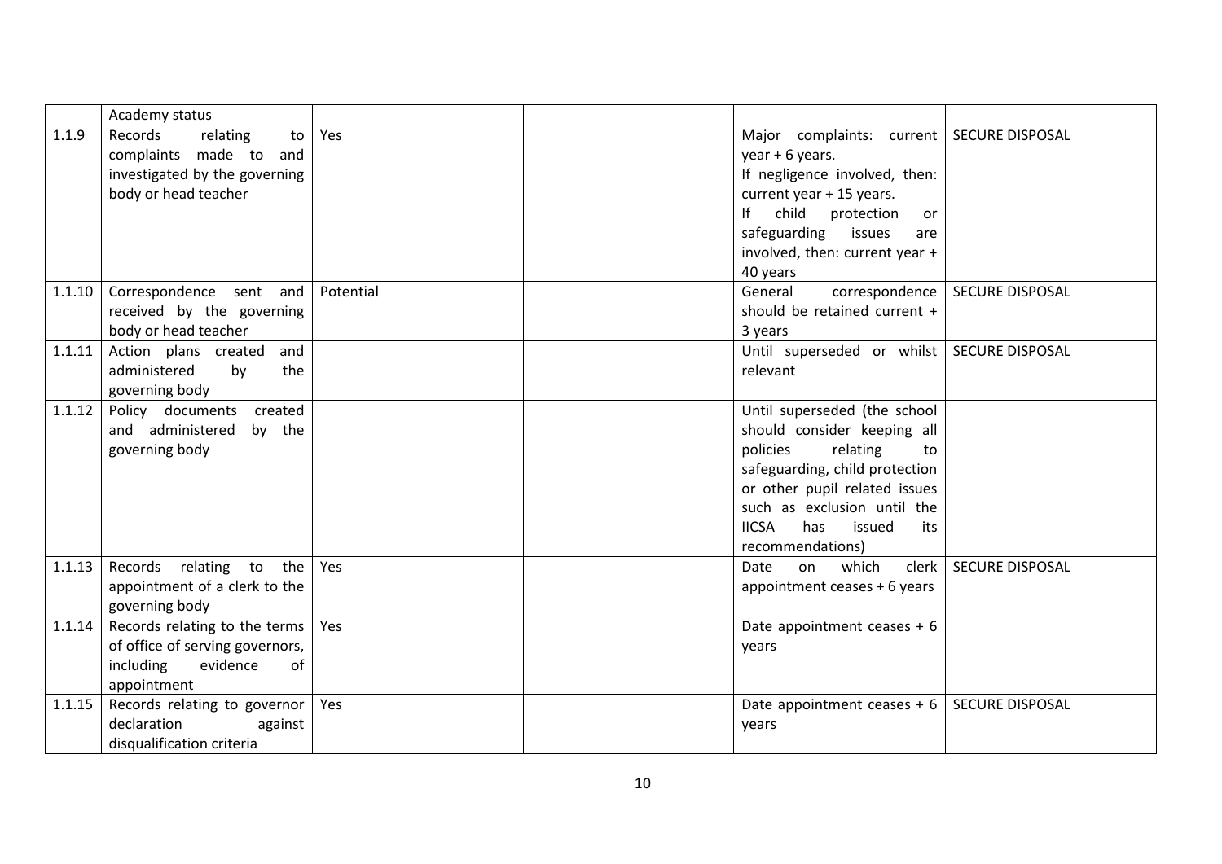|  |  |  |  |  |  |
|---|---|---|---|---|---|
|  | Academy status |  |  |  |  |
| 1.1.9 | Records relating to complaints made to and investigated by the governing body or head teacher | Yes |  | Major complaints: current year + 6 years.<br>If negligence involved, then: current year + 15 years.<br>If child protection or safeguarding issues are involved, then: current year + 40 years | SECURE DISPOSAL |
| 1.1.10 | Correspondence sent and received by the governing body or head teacher | Potential |  | General correspondence should be retained current + 3 years | SECURE DISPOSAL |
| 1.1.11 | Action plans created and administered by the governing body |  |  | Until superseded or whilst relevant | SECURE DISPOSAL |
| 1.1.12 | Policy documents created and administered by the governing body |  |  | Until superseded (the school should consider keeping all policies relating to safeguarding, child protection or other pupil related issues such as exclusion until the IICSA has issued its recommendations) |  |
| 1.1.13 | Records relating to the appointment of a clerk to the governing body | Yes |  | Date on which clerk appointment ceases + 6 years | SECURE DISPOSAL |
| 1.1.14 | Records relating to the terms of office of serving governors, including evidence of appointment | Yes |  | Date appointment ceases + 6 years |  |
| 1.1.15 | Records relating to governor declaration against disqualification criteria | Yes |  | Date appointment ceases + 6 years | SECURE DISPOSAL |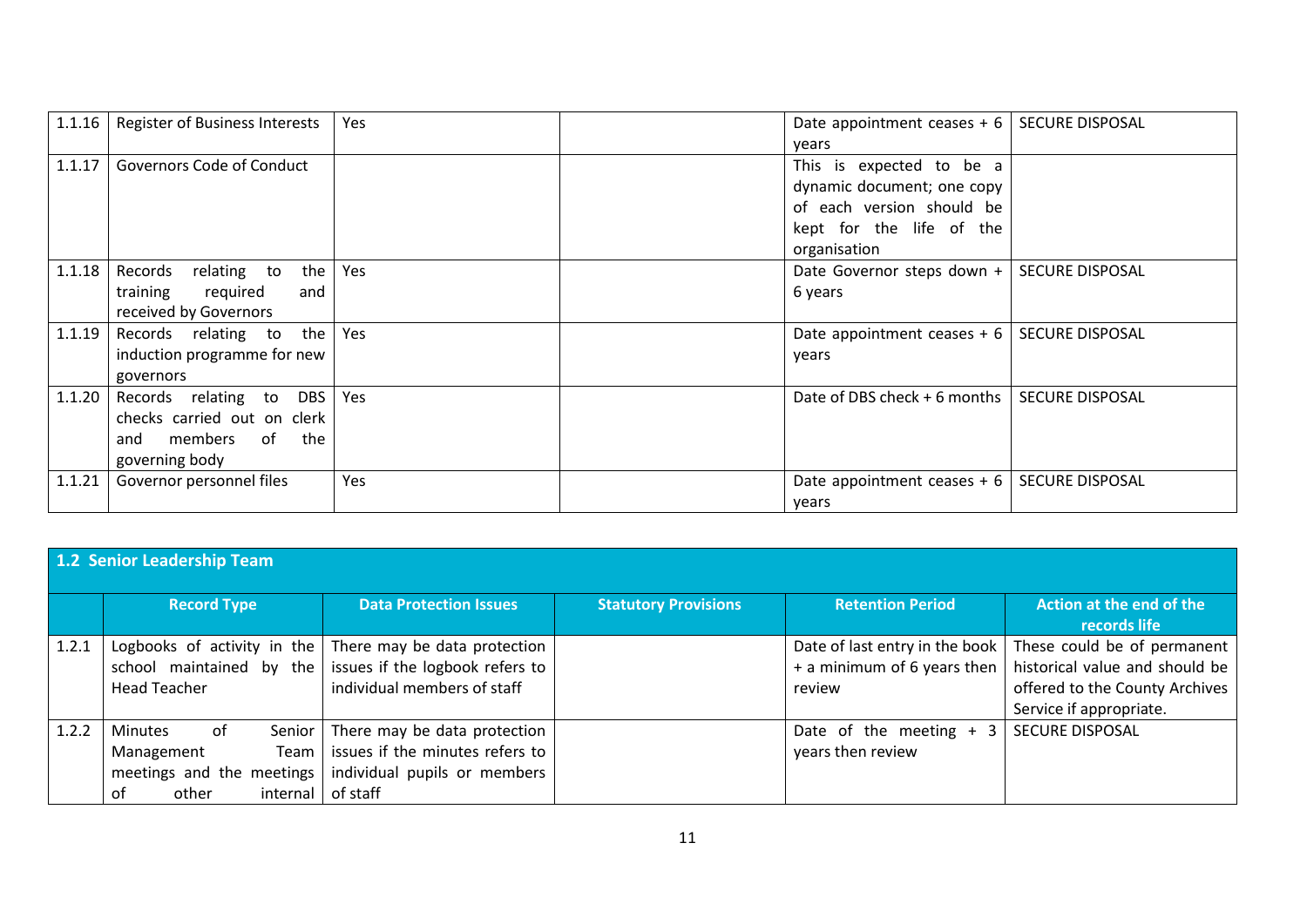| | | | | | |
|---|---|---|---|---|---|
| 1.1.16 | Register of Business Interests | Yes | | Date appointment ceases + 6 years | SECURE DISPOSAL |
| 1.1.17 | Governors Code of Conduct | | | This is expected to be a dynamic document; one copy of each version should be kept for the life of the organisation | |
| 1.1.18 | Records relating to the training required and received by Governors | Yes | | Date Governor steps down + 6 years | SECURE DISPOSAL |
| 1.1.19 | Records relating to the induction programme for new governors | Yes | | Date appointment ceases + 6 years | SECURE DISPOSAL |
| 1.1.20 | Records relating to DBS checks carried out on clerk and members of the governing body | Yes | | Date of DBS check + 6 months | SECURE DISPOSAL |
| 1.1.21 | Governor personnel files | Yes | | Date appointment ceases + 6 years | SECURE DISPOSAL |

**1.2 Senior Leadership Team**

| | Record Type | Data Protection Issues | Statutory Provisions | Retention Period | Action at the end of the records life |
|---|---|---|---|---|---|
| 1.2.1 | Logbooks of activity in the school maintained by the Head Teacher | There may be data protection issues if the logbook refers to individual members of staff | | Date of last entry in the book + a minimum of 6 years then review | These could be of permanent historical value and should be offered to the County Archives Service if appropriate. |
| 1.2.2 | Minutes of Senior Management Team meetings and the meetings of other internal | There may be data protection issues if the minutes refers to individual pupils or members of staff | | Date of the meeting + 3 years then review | SECURE DISPOSAL |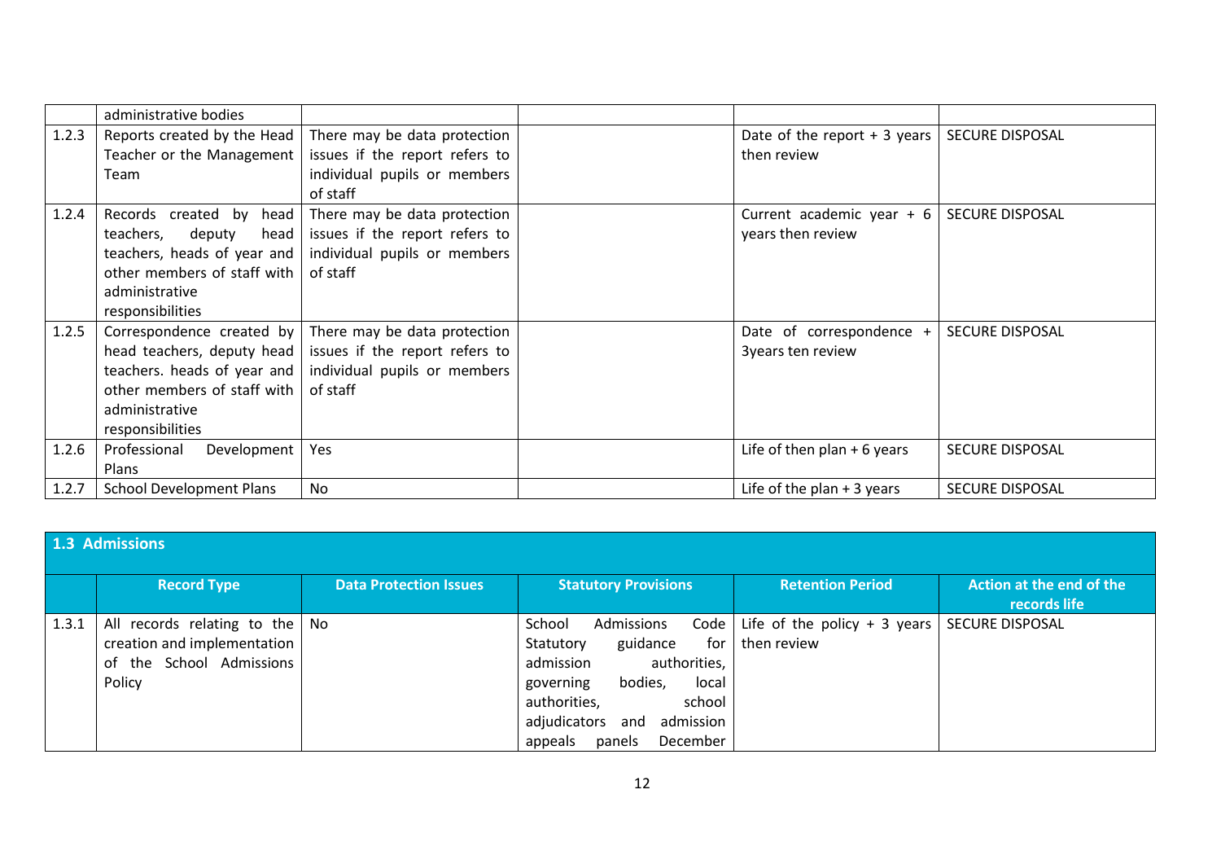| | administrative bodies | | | | |
|---|---|---|---|---|---|
| 1.2.3 | Reports created by the Head Teacher or the Management Team | There may be data protection issues if the report refers to individual pupils or members of staff | | Date of the report + 3 years then review | SECURE DISPOSAL |
| 1.2.4 | Records created by head teachers, deputy head teachers, heads of year and other members of staff with administrative responsibilities | There may be data protection issues if the report refers to individual pupils or members of staff | | Current academic year + 6 years then review | SECURE DISPOSAL |
| 1.2.5 | Correspondence created by head teachers, deputy head teachers. heads of year and other members of staff with administrative responsibilities | There may be data protection issues if the report refers to individual pupils or members of staff | | Date of correspondence + 3years ten review | SECURE DISPOSAL |
| 1.2.6 | Professional Development Plans | Yes | | Life of then plan + 6 years | SECURE DISPOSAL |
| 1.2.7 | School Development Plans | No | | Life of the plan + 3 years | SECURE DISPOSAL |

**1.3 Admissions**

| | Record Type | Data Protection Issues | Statutory Provisions | Retention Period | Action at the end of the records life |
|---|---|---|---|---|---|
| 1.3.1 | All records relating to the creation and implementation of the School Admissions Policy | No | School Admissions Code Statutory guidance for admission authorities, governing bodies, local authorities, school adjudicators and admission appeals panels December | Life of the policy + 3 years then review | SECURE DISPOSAL |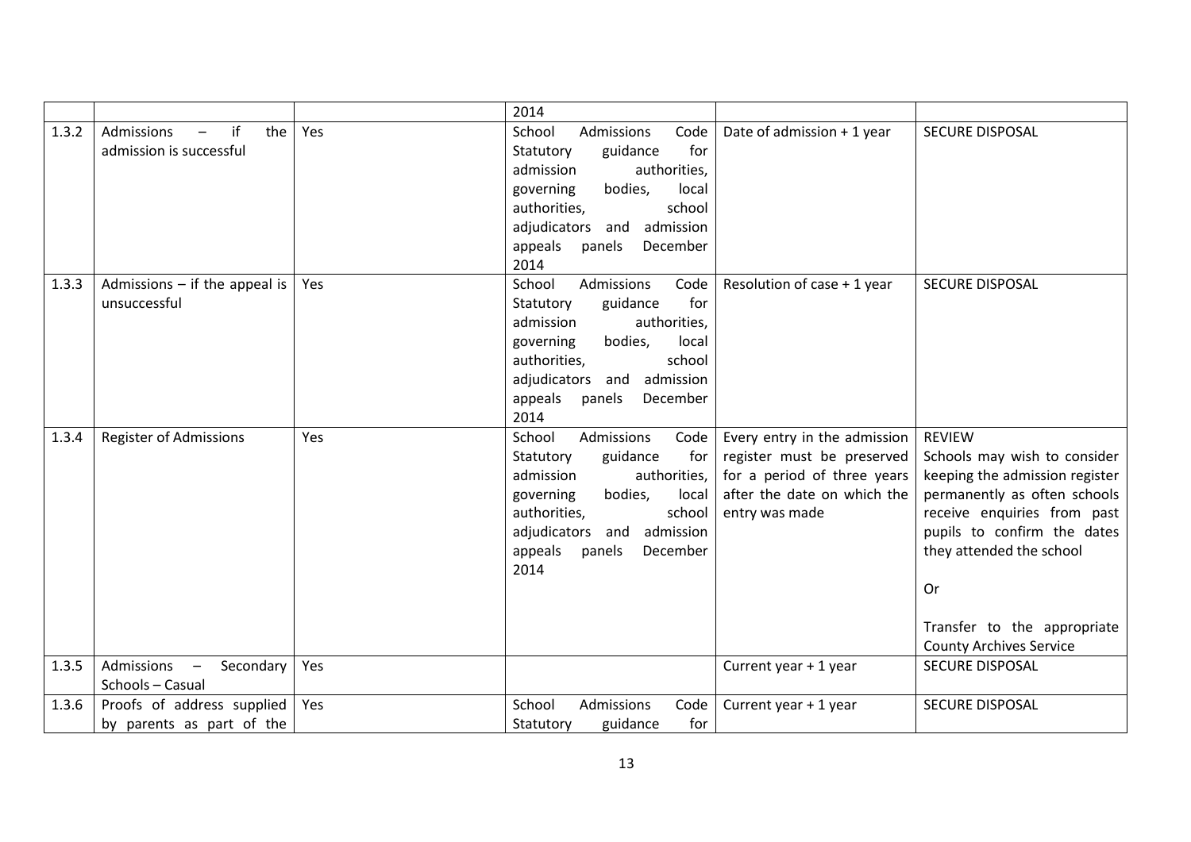| | | | | | |
|---|---|---|---|---|---|
| | | | 2014 | | |
| 1.3.2 | Admissions – if the admission is successful | Yes | School Admissions Code Statutory guidance for admission authorities, governing bodies, local authorities, school adjudicators and admission appeals panels December 2014 | Date of admission + 1 year | SECURE DISPOSAL |
| 1.3.3 | Admissions – if the appeal is unsuccessful | Yes | School Admissions Code Statutory guidance for admission authorities, governing bodies, local authorities, school adjudicators and admission appeals panels December 2014 | Resolution of case + 1 year | SECURE DISPOSAL |
| 1.3.4 | Register of Admissions | Yes | School Admissions Code Statutory guidance for admission authorities, governing bodies, local authorities, school adjudicators and admission appeals panels December 2014 | Every entry in the admission register must be preserved for a period of three years after the date on which the entry was made | REVIEW<br>Schools may wish to consider keeping the admission register permanently as often schools receive enquiries from past pupils to confirm the dates they attended the school<br><br>Or<br><br>Transfer to the appropriate County Archives Service |
| 1.3.5 | Admissions – Secondary Schools – Casual | Yes | | Current year + 1 year | SECURE DISPOSAL |
| 1.3.6 | Proofs of address supplied by parents as part of the | Yes | School Admissions Code Statutory guidance for | Current year + 1 year | SECURE DISPOSAL |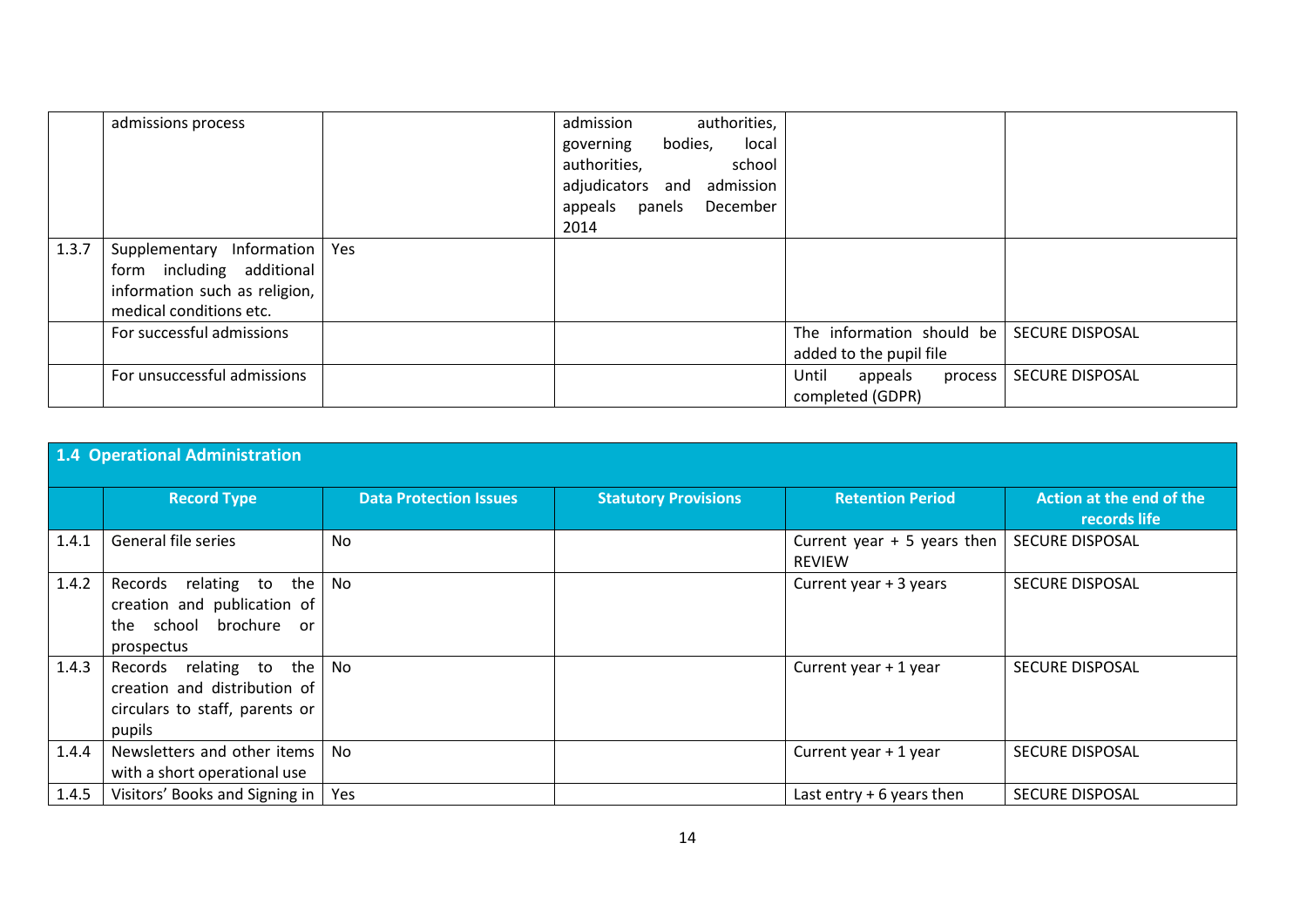| | admissions process | | admission authorities, governing bodies, local authorities, school adjudicators and admission appeals panels December 2014 | | |
|---|---|---|---|---|---|
| 1.3.7 | Supplementary Information form including additional information such as religion, medical conditions etc. | Yes | | | |
| | For successful admissions | | | The information should be added to the pupil file | SECURE DISPOSAL |
| | For unsuccessful admissions | | | Until appeals process completed (GDPR) | SECURE DISPOSAL |

| **1.4 Operational Administration** | | | | | |
|---|---|---|---|---|---|
| | **Record Type** | **Data Protection Issues** | **Statutory Provisions** | **Retention Period** | **Action at the end of the records life** |
| 1.4.1 | General file series | No | | Current year + 5 years then REVIEW | SECURE DISPOSAL |
| 1.4.2 | Records relating to the creation and publication of the school brochure or prospectus | No | | Current year + 3 years | SECURE DISPOSAL |
| 1.4.3 | Records relating to the creation and distribution of circulars to staff, parents or pupils | No | | Current year + 1 year | SECURE DISPOSAL |
| 1.4.4 | Newsletters and other items with a short operational use | No | | Current year + 1 year | SECURE DISPOSAL |
| 1.4.5 | Visitors' Books and Signing in | Yes | | Last entry + 6 years then | SECURE DISPOSAL |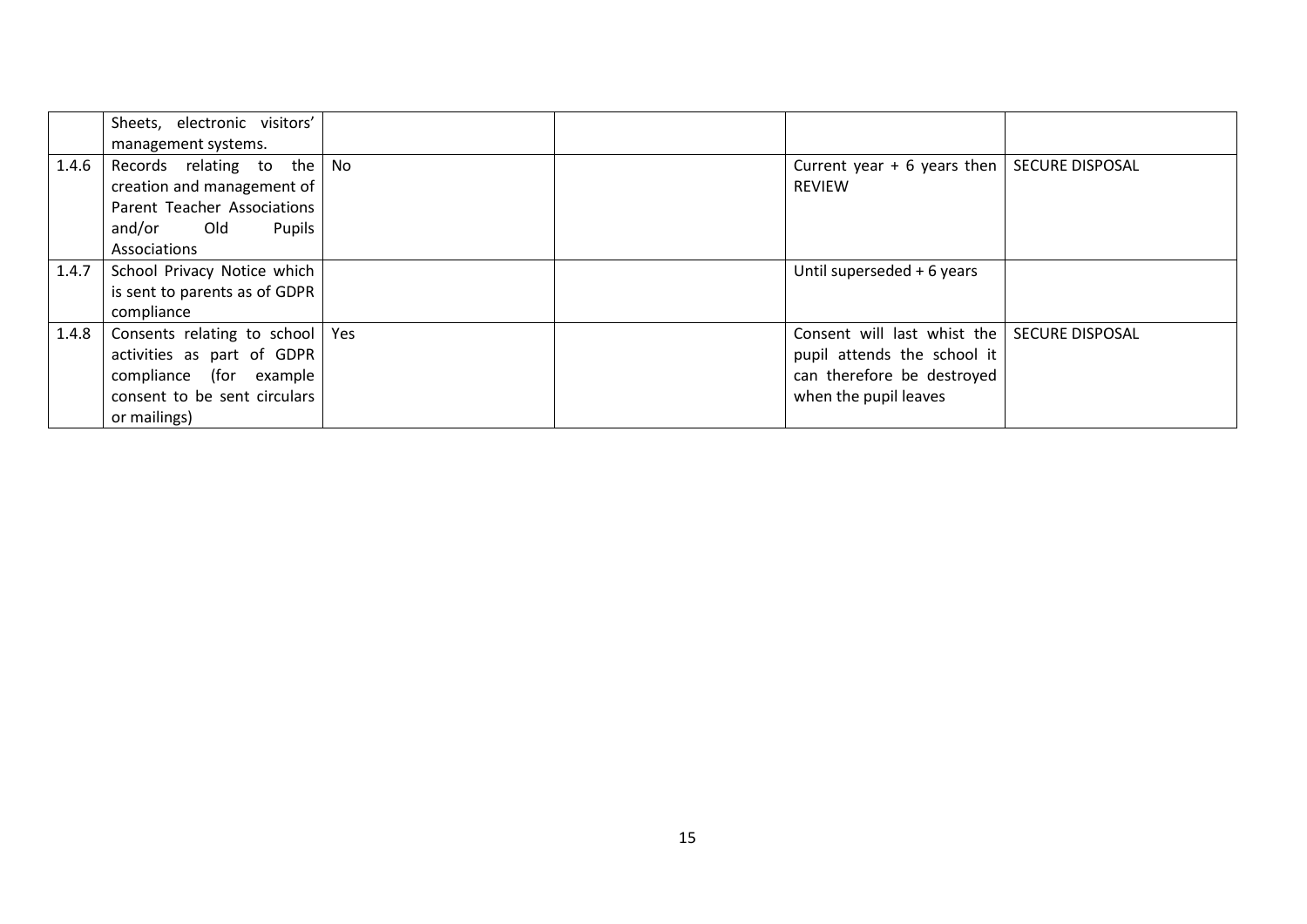| | | | | | |
|---|---|---|---|---|---|
| | Sheets, electronic visitors' management systems. | | | | |
| 1.4.6 | Records relating to the creation and management of Parent Teacher Associations and/or Old Pupils Associations | No | | Current year + 6 years then REVIEW | SECURE DISPOSAL |
| 1.4.7 | School Privacy Notice which is sent to parents as of GDPR compliance | | | Until superseded + 6 years | |
| 1.4.8 | Consents relating to school activities as part of GDPR compliance (for example consent to be sent circulars or mailings) | Yes | | Consent will last whist the pupil attends the school it can therefore be destroyed when the pupil leaves | SECURE DISPOSAL |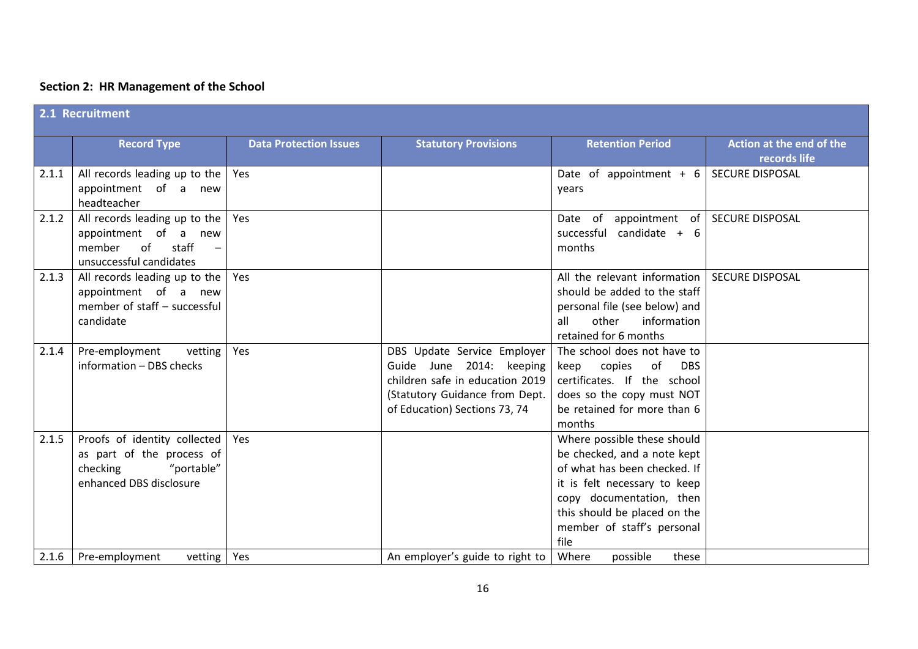**Section 2: HR Management of the School**

| 2.1 Recruitment | | | | | |
|---|---|---|---|---|---|
| | **Record Type** | **Data Protection Issues** | **Statutory Provisions** | **Retention Period** | **Action at the end of the records life** |
| 2.1.1 | All records leading up to the appointment of a new headteacher | Yes | | Date of appointment + 6 years | SECURE DISPOSAL |
| 2.1.2 | All records leading up to the appointment of a new member of staff – unsuccessful candidates | Yes | | Date of appointment of successful candidate + 6 months | SECURE DISPOSAL |
| 2.1.3 | All records leading up to the appointment of a new member of staff – successful candidate | Yes | | All the relevant information should be added to the staff personal file (see below) and all other information retained for 6 months | SECURE DISPOSAL |
| 2.1.4 | Pre-employment vetting information – DBS checks | Yes | DBS Update Service Employer Guide June 2014: keeping children safe in education 2019 (Statutory Guidance from Dept. of Education) Sections 73, 74 | The school does not have to keep copies of DBS certificates. If the school does so the copy must NOT be retained for more than 6 months | |
| 2.1.5 | Proofs of identity collected as part of the process of checking "portable" enhanced DBS disclosure | Yes | | Where possible these should be checked, and a note kept of what has been checked. If it is felt necessary to keep copy documentation, then this should be placed on the member of staff's personal file | |
| 2.1.6 | Pre-employment vetting | Yes | An employer's guide to right to | Where possible these | |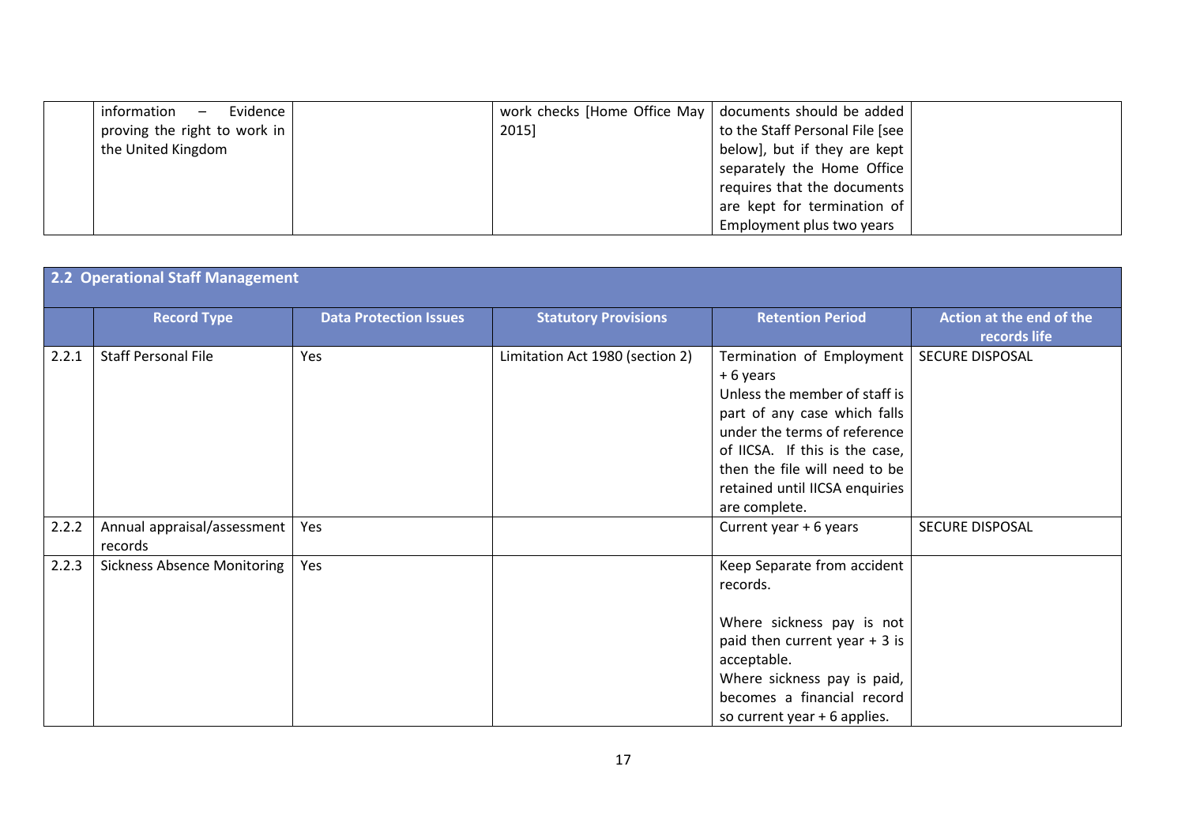| | Record Type | Data Protection Issues | Statutory Provisions | Retention Period | Action at the end of the records life |
|---|---|---|---|---|---|
| | information – Evidence proving the right to work in the United Kingdom | | work checks [Home Office May 2015] | documents should be added to the Staff Personal File [see below], but if they are kept separately the Home Office requires that the documents are kept for termination of Employment plus two years | |

## 2.2 Operational Staff Management

| | Record Type | Data Protection Issues | Statutory Provisions | Retention Period | Action at the end of the records life |
|---|---|---|---|---|---|
| 2.2.1 | Staff Personal File | Yes | Limitation Act 1980 (section 2) | Termination of Employment + 6 years Unless the member of staff is part of any case which falls under the terms of reference of IICSA. If this is the case, then the file will need to be retained until IICSA enquiries are complete. | SECURE DISPOSAL |
| 2.2.2 | Annual appraisal/assessment records | Yes | | Current year + 6 years | SECURE DISPOSAL |
| 2.2.3 | Sickness Absence Monitoring | Yes | | Keep Separate from accident records. Where sickness pay is not paid then current year + 3 is acceptable. Where sickness pay is paid, becomes a financial record so current year + 6 applies. | |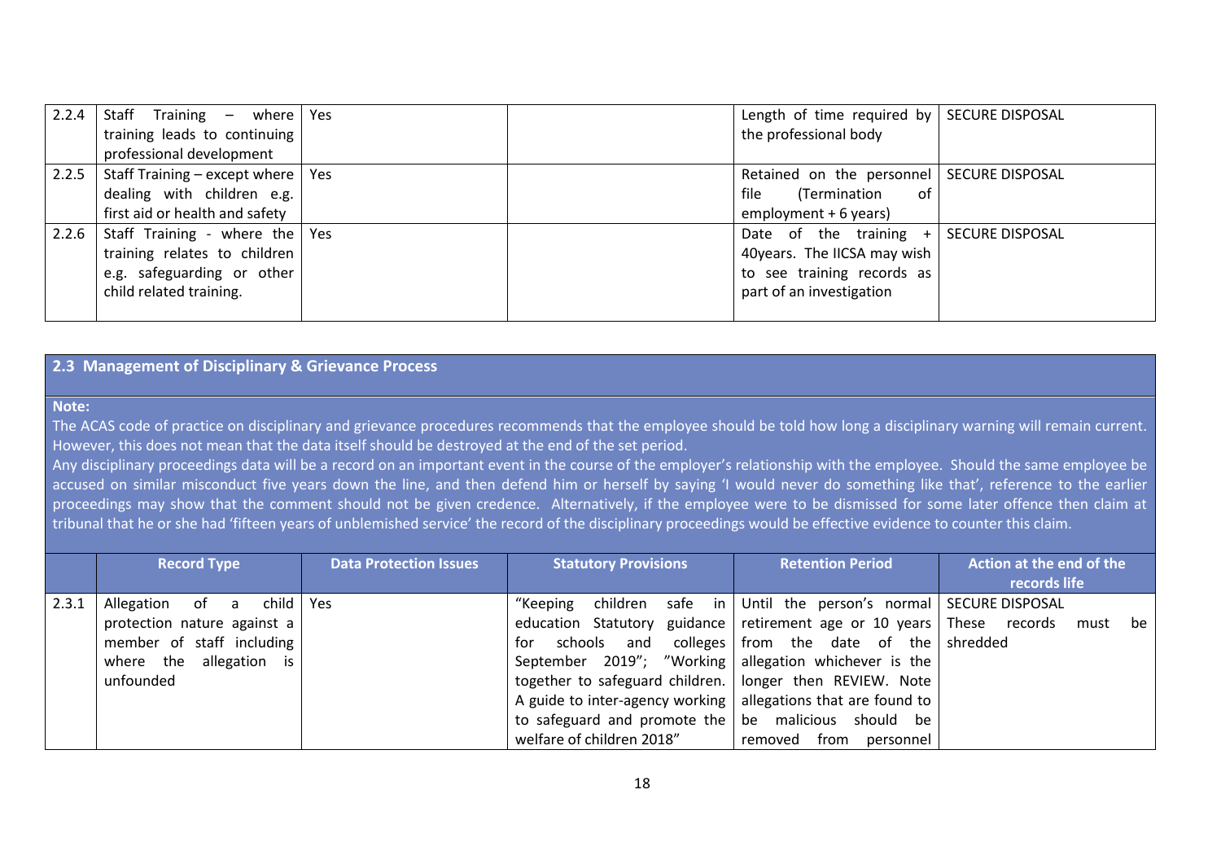| 2.2.4 | Staff Training – where training leads to continuing professional development | Yes | | Length of time required by the professional body | SECURE DISPOSAL |
|---|---|---|---|---|---|
| 2.2.5 | Staff Training – except where dealing with children e.g. first aid or health and safety | Yes | | Retained on the personnel file (Termination of employment + 6 years) | SECURE DISPOSAL |
| 2.2.6 | Staff Training - where the training relates to children e.g. safeguarding or other child related training. | Yes | | Date of the training + 40years. The IICSA may wish to see training records as part of an investigation | SECURE DISPOSAL |

## 2.3 Management of Disciplinary & Grievance Process

**Note:**

The ACAS code of practice on disciplinary and grievance procedures recommends that the employee should be told how long a disciplinary warning will remain current. However, this does not mean that the data itself should be destroyed at the end of the set period.

Any disciplinary proceedings data will be a record on an important event in the course of the employer's relationship with the employee. Should the same employee be accused on similar misconduct five years down the line, and then defend him or herself by saying 'I would never do something like that', reference to the earlier proceedings may show that the comment should not be given credence. Alternatively, if the employee were to be dismissed for some later offence then claim at tribunal that he or she had 'fifteen years of unblemished service' the record of the disciplinary proceedings would be effective evidence to counter this claim.

| | Record Type | Data Protection Issues | Statutory Provisions | Retention Period | Action at the end of the records life |
|---|---|---|---|---|---|
| 2.3.1 | Allegation of a child protection nature against a member of staff including where the allegation is unfounded | Yes | "Keeping children safe in education Statutory guidance for schools and colleges September 2019"; "Working together to safeguard children. A guide to inter-agency working to safeguard and promote the welfare of children 2018" | Until the person's normal retirement age or 10 years from the date of the allegation whichever is the longer then REVIEW. Note allegations that are found to be malicious should be removed from personnel | SECURE DISPOSAL These records must be shredded |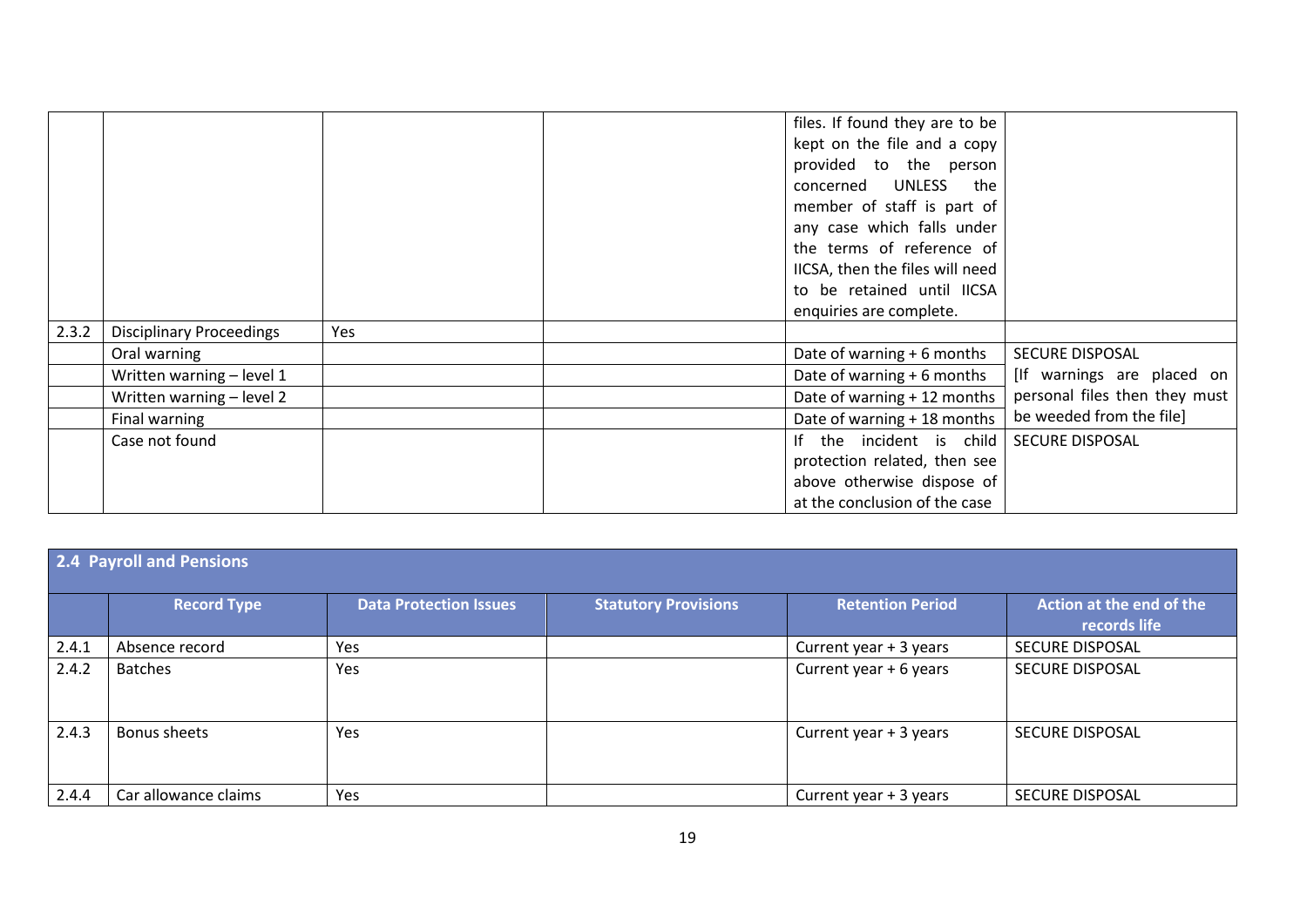| | | | | | |
|---|---|---|---|---|---|
| | | | | files. If found they are to be kept on the file and a copy provided to the person concerned UNLESS the member of staff is part of any case which falls under the terms of reference of IICSA, then the files will need to be retained until IICSA enquiries are complete. | |
| 2.3.2 | Disciplinary Proceedings | Yes | | | |
| | Oral warning | | | Date of warning + 6 months | SECURE DISPOSAL |
| | Written warning – level 1 | | | Date of warning + 6 months | [If warnings are placed on personal files then they must be weeded from the file] |
| | Written warning – level 2 | | | Date of warning + 12 months | |
| | Final warning | | | Date of warning + 18 months | |
| | Case not found | | | If the incident is child protection related, then see above otherwise dispose of at the conclusion of the case | SECURE DISPOSAL |

**2.4 Payroll and Pensions**

| | Record Type | Data Protection Issues | Statutory Provisions | Retention Period | Action at the end of the records life |
|---|---|---|---|---|---|
| 2.4.1 | Absence record | Yes | | Current year + 3 years | SECURE DISPOSAL |
| 2.4.2 | Batches | Yes | | Current year + 6 years | SECURE DISPOSAL |
| 2.4.3 | Bonus sheets | Yes | | Current year + 3 years | SECURE DISPOSAL |
| 2.4.4 | Car allowance claims | Yes | | Current year + 3 years | SECURE DISPOSAL |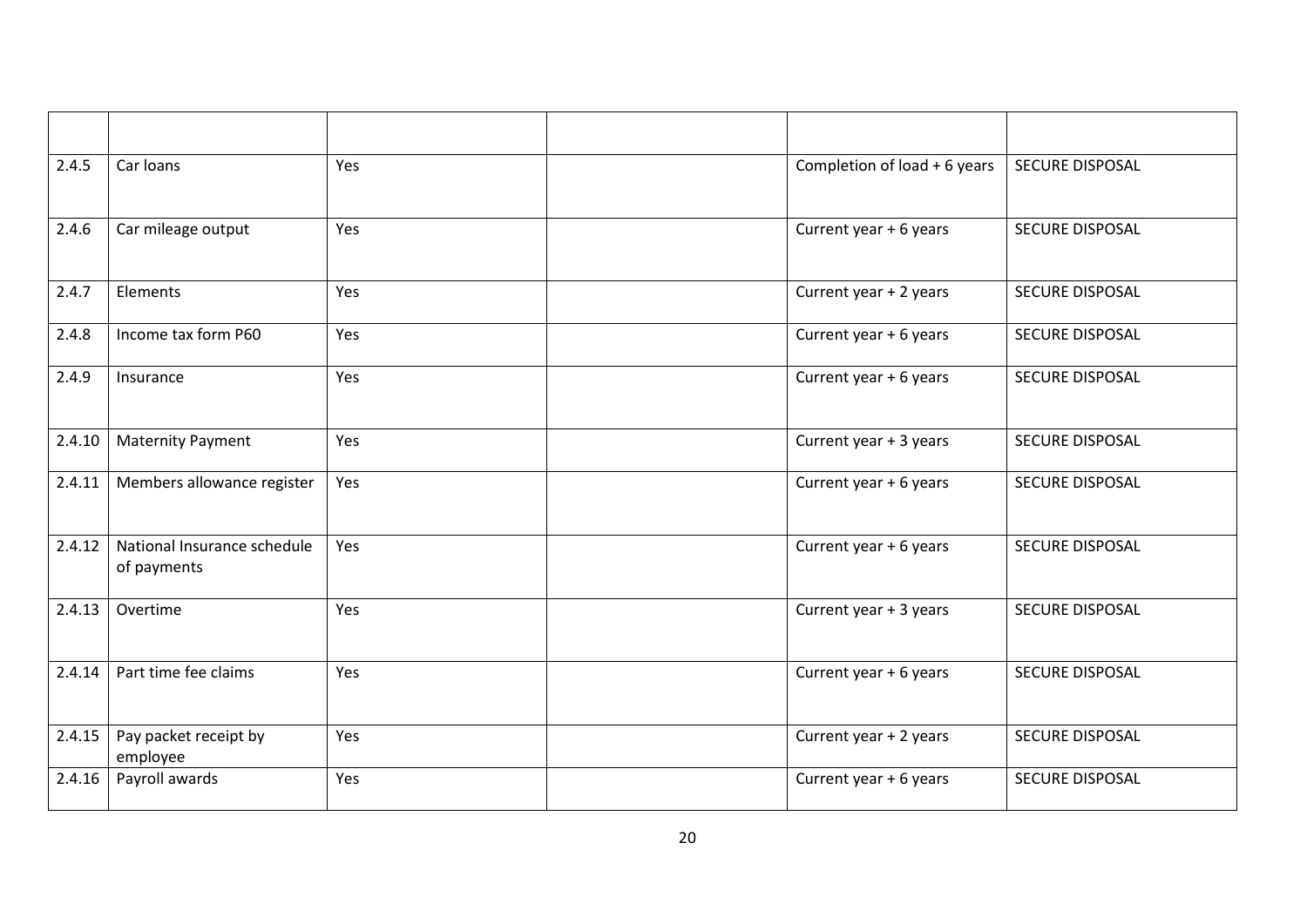| | | | | | |
|---|---|---|---|---|---|
| 2.4.5 | Car loans | Yes | | Completion of load + 6 years | SECURE DISPOSAL |
| 2.4.6 | Car mileage output | Yes | | Current year + 6 years | SECURE DISPOSAL |
| 2.4.7 | Elements | Yes | | Current year + 2 years | SECURE DISPOSAL |
| 2.4.8 | Income tax form P60 | Yes | | Current year + 6 years | SECURE DISPOSAL |
| 2.4.9 | Insurance | Yes | | Current year + 6 years | SECURE DISPOSAL |
| 2.4.10 | Maternity Payment | Yes | | Current year + 3 years | SECURE DISPOSAL |
| 2.4.11 | Members allowance register | Yes | | Current year + 6 years | SECURE DISPOSAL |
| 2.4.12 | National Insurance schedule of payments | Yes | | Current year + 6 years | SECURE DISPOSAL |
| 2.4.13 | Overtime | Yes | | Current year + 3 years | SECURE DISPOSAL |
| 2.4.14 | Part time fee claims | Yes | | Current year + 6 years | SECURE DISPOSAL |
| 2.4.15 | Pay packet receipt by employee | Yes | | Current year + 2 years | SECURE DISPOSAL |
| 2.4.16 | Payroll awards | Yes | | Current year + 6 years | SECURE DISPOSAL |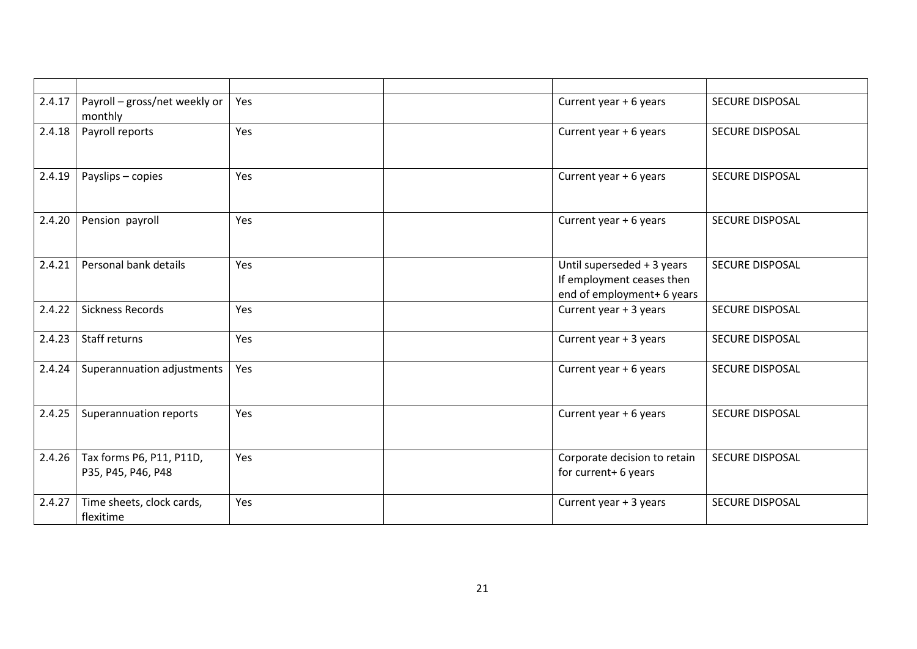| | | | | | |
|---|---|---|---|---|---|
| 2.4.17 | Payroll – gross/net weekly or monthly | Yes | | Current year + 6 years | SECURE DISPOSAL |
| 2.4.18 | Payroll reports | Yes | | Current year + 6 years | SECURE DISPOSAL |
| 2.4.19 | Payslips – copies | Yes | | Current year + 6 years | SECURE DISPOSAL |
| 2.4.20 | Pension payroll | Yes | | Current year + 6 years | SECURE DISPOSAL |
| 2.4.21 | Personal bank details | Yes | | Until superseded + 3 years If employment ceases then end of employment+ 6 years | SECURE DISPOSAL |
| 2.4.22 | Sickness Records | Yes | | Current year + 3 years | SECURE DISPOSAL |
| 2.4.23 | Staff returns | Yes | | Current year + 3 years | SECURE DISPOSAL |
| 2.4.24 | Superannuation adjustments | Yes | | Current year + 6 years | SECURE DISPOSAL |
| 2.4.25 | Superannuation reports | Yes | | Current year + 6 years | SECURE DISPOSAL |
| 2.4.26 | Tax forms P6, P11, P11D, P35, P45, P46, P48 | Yes | | Corporate decision to retain for current+ 6 years | SECURE DISPOSAL |
| 2.4.27 | Time sheets, clock cards, flexitime | Yes | | Current year + 3 years | SECURE DISPOSAL |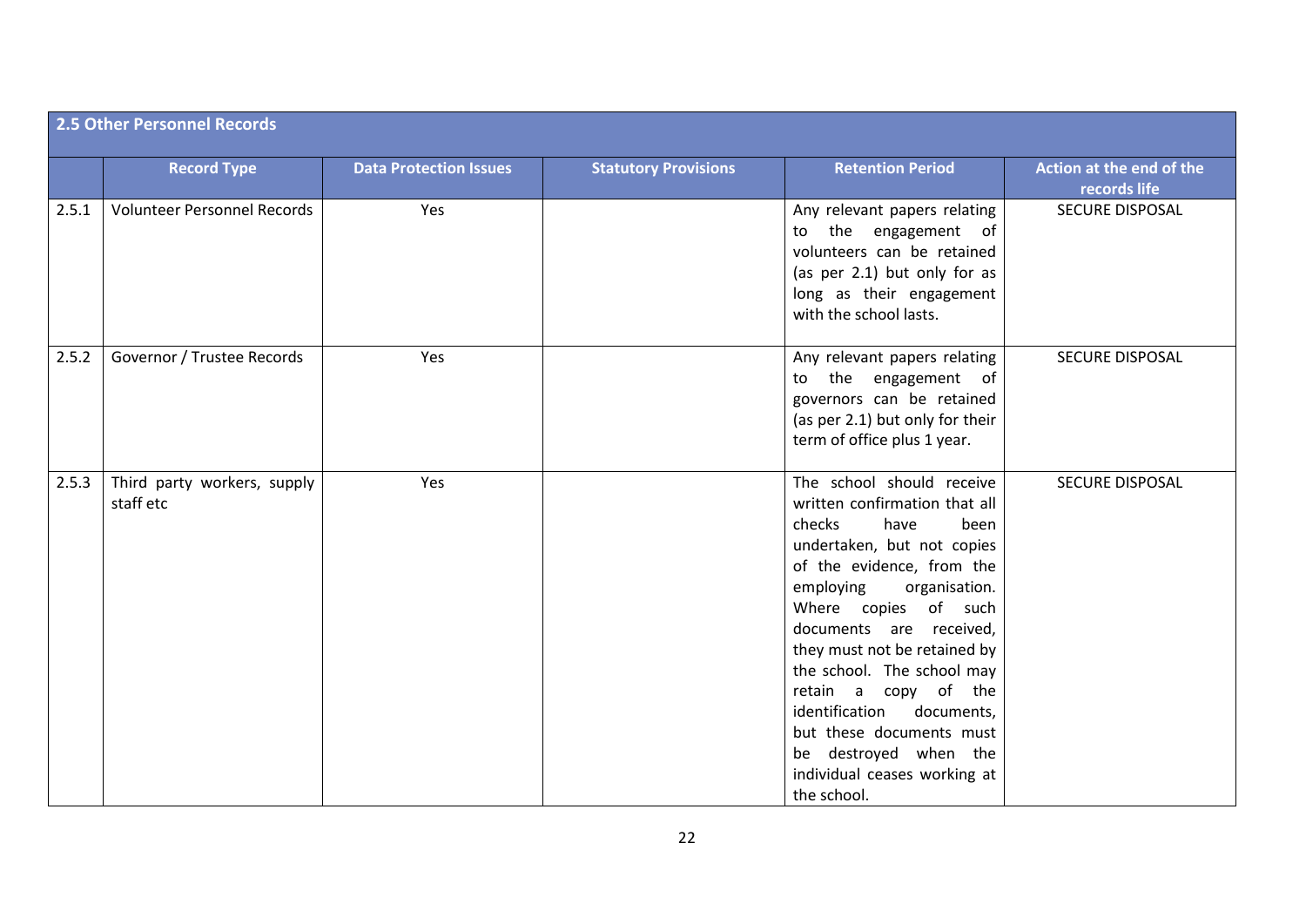| 2.5 Other Personnel Records | | | | | |
|---|---|---|---|---|---|
| | **Record Type** | **Data Protection Issues** | **Statutory Provisions** | **Retention Period** | **Action at the end of the records life** |
| 2.5.1 | Volunteer Personnel Records | Yes | | Any relevant papers relating to the engagement of volunteers can be retained (as per 2.1) but only for as long as their engagement with the school lasts. | SECURE DISPOSAL |
| 2.5.2 | Governor / Trustee Records | Yes | | Any relevant papers relating to the engagement of governors can be retained (as per 2.1) but only for their term of office plus 1 year. | SECURE DISPOSAL |
| 2.5.3 | Third party workers, supply staff etc | Yes | | The school should receive written confirmation that all checks have been undertaken, but not copies of the evidence, from the employing organisation. Where copies of such documents are received, they must not be retained by the school. The school may retain a copy of the identification documents, but these documents must be destroyed when the individual ceases working at the school. | SECURE DISPOSAL |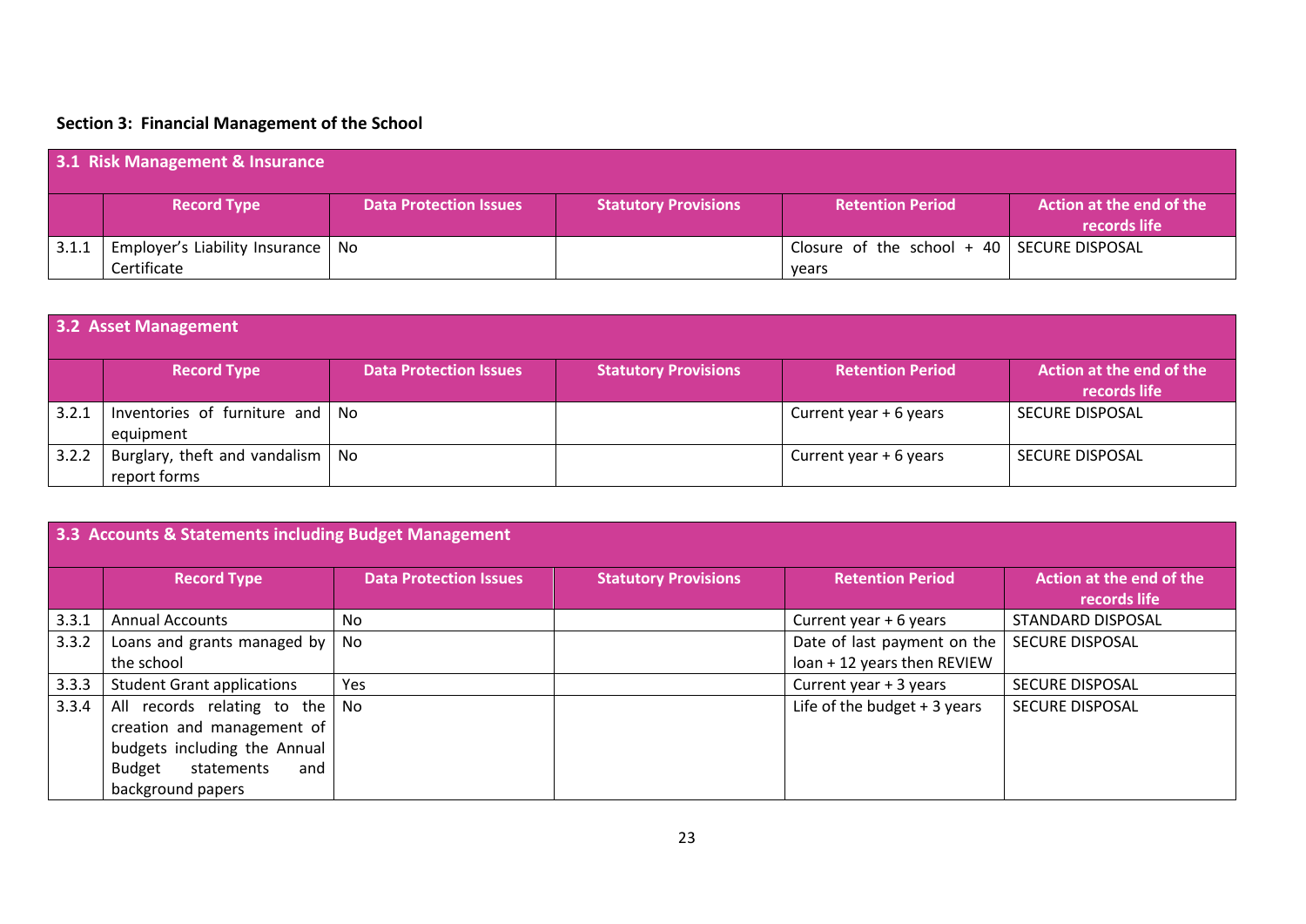### Section 3: Financial Management of the School

| 3.1 Risk Management & Insurance | | | | | |
|---|---|---|---|---|---|
| | **Record Type** | **Data Protection Issues** | **Statutory Provisions** | **Retention Period** | **Action at the end of the records life** |
| 3.1.1 | Employer's Liability Insurance Certificate | No | | Closure of the school + 40 years | SECURE DISPOSAL |

| 3.2 Asset Management | | | | | |
|---|---|---|---|---|---|
| | **Record Type** | **Data Protection Issues** | **Statutory Provisions** | **Retention Period** | **Action at the end of the records life** |
| 3.2.1 | Inventories of furniture and equipment | No | | Current year + 6 years | SECURE DISPOSAL |
| 3.2.2 | Burglary, theft and vandalism report forms | No | | Current year + 6 years | SECURE DISPOSAL |

| 3.3 Accounts & Statements including Budget Management | | | | | |
|---|---|---|---|---|---|
| | **Record Type** | **Data Protection Issues** | **Statutory Provisions** | **Retention Period** | **Action at the end of the records life** |
| 3.3.1 | Annual Accounts | No | | Current year + 6 years | STANDARD DISPOSAL |
| 3.3.2 | Loans and grants managed by the school | No | | Date of last payment on the loan + 12 years then REVIEW | SECURE DISPOSAL |
| 3.3.3 | Student Grant applications | Yes | | Current year + 3 years | SECURE DISPOSAL |
| 3.3.4 | All records relating to the creation and management of budgets including the Annual Budget statements and background papers | No | | Life of the budget + 3 years | SECURE DISPOSAL |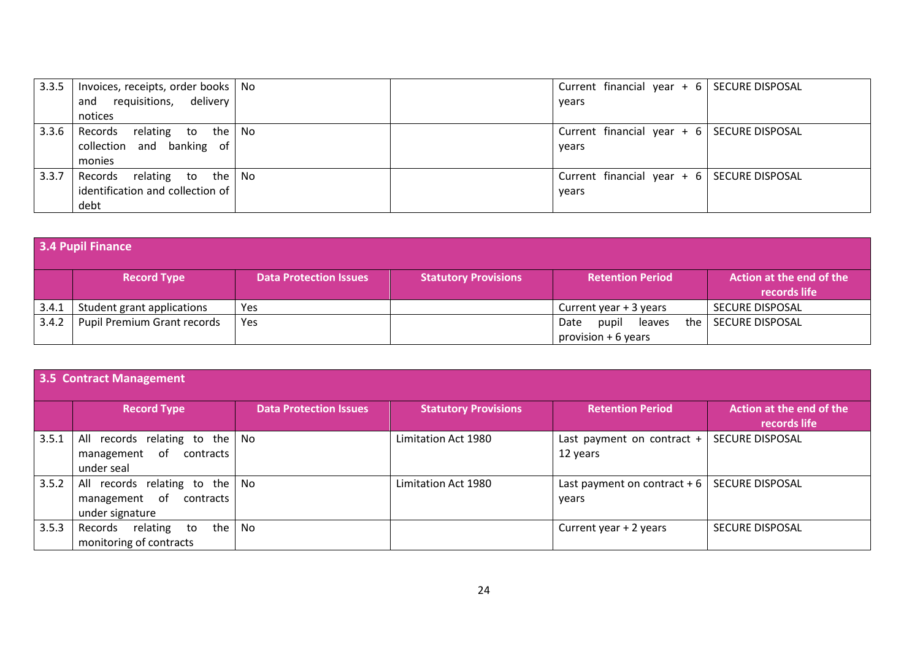| | | | | | |
|---|---|---|---|---|---|
| 3.3.5 | Invoices, receipts, order books and requisitions, delivery notices | No | | Current financial year + 6 years | SECURE DISPOSAL |
| 3.3.6 | Records relating to the collection and banking of monies | No | | Current financial year + 6 years | SECURE DISPOSAL |
| 3.3.7 | Records relating to the identification and collection of debt | No | | Current financial year + 6 years | SECURE DISPOSAL |

**3.4 Pupil Finance**

| | Record Type | Data Protection Issues | Statutory Provisions | Retention Period | Action at the end of the records life |
|---|---|---|---|---|---|
| 3.4.1 | Student grant applications | Yes | | Current year + 3 years | SECURE DISPOSAL |
| 3.4.2 | Pupil Premium Grant records | Yes | | Date pupil leaves the provision + 6 years | SECURE DISPOSAL |

**3.5 Contract Management**

| | Record Type | Data Protection Issues | Statutory Provisions | Retention Period | Action at the end of the records life |
|---|---|---|---|---|---|
| 3.5.1 | All records relating to the management of contracts under seal | No | Limitation Act 1980 | Last payment on contract + 12 years | SECURE DISPOSAL |
| 3.5.2 | All records relating to the management of contracts under signature | No | Limitation Act 1980 | Last payment on contract + 6 years | SECURE DISPOSAL |
| 3.5.3 | Records relating to the monitoring of contracts | No | | Current year + 2 years | SECURE DISPOSAL |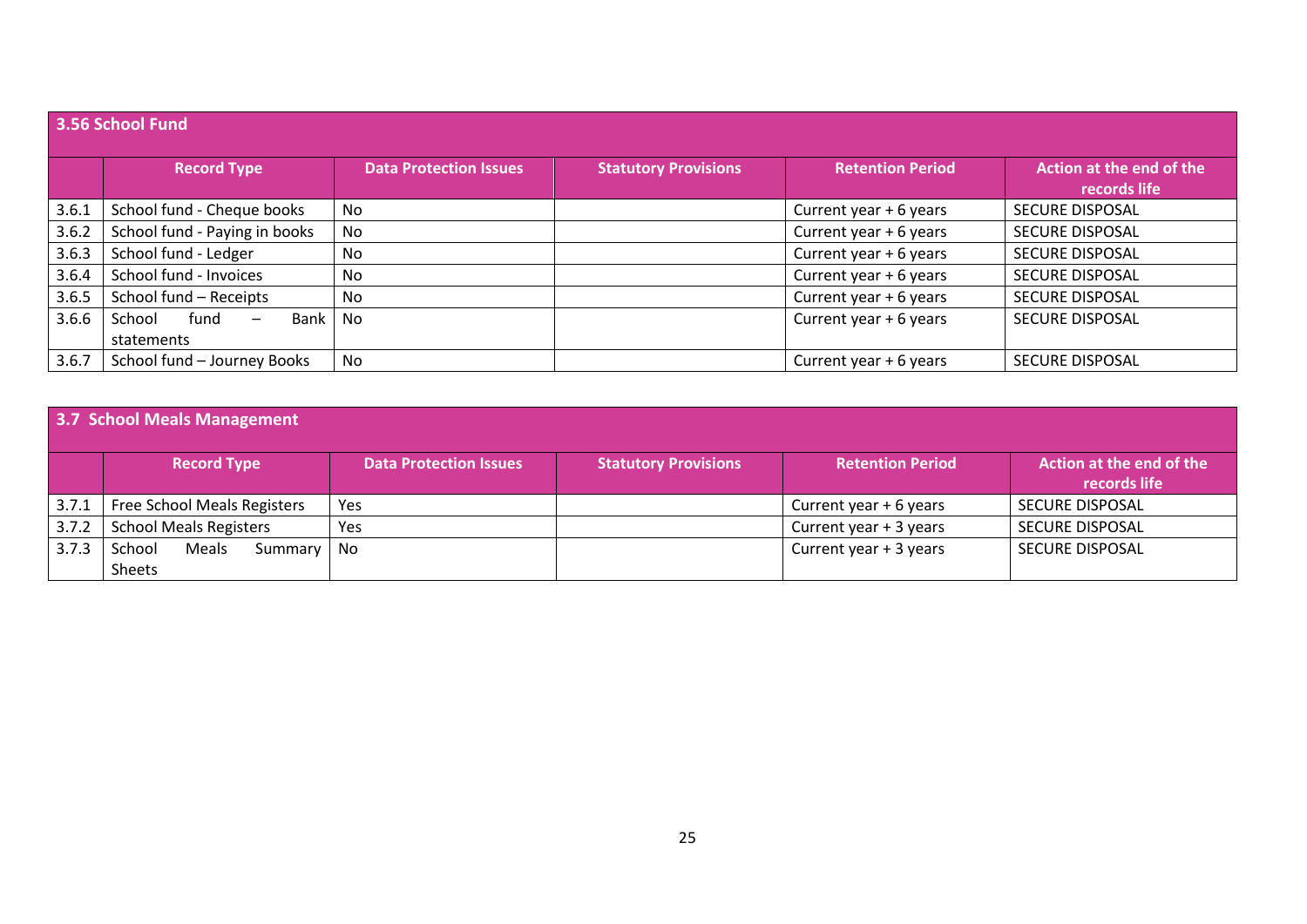| 3.56 School Fund | | | | | |
|---|---|---|---|---|---|
| | **Record Type** | **Data Protection Issues** | **Statutory Provisions** | **Retention Period** | **Action at the end of the records life** |
| 3.6.1 | School fund - Cheque books | No | | Current year + 6 years | SECURE DISPOSAL |
| 3.6.2 | School fund - Paying in books | No | | Current year + 6 years | SECURE DISPOSAL |
| 3.6.3 | School fund - Ledger | No | | Current year + 6 years | SECURE DISPOSAL |
| 3.6.4 | School fund - Invoices | No | | Current year + 6 years | SECURE DISPOSAL |
| 3.6.5 | School fund – Receipts | No | | Current year + 6 years | SECURE DISPOSAL |
| 3.6.6 | School fund – Bank statements | No | | Current year + 6 years | SECURE DISPOSAL |
| 3.6.7 | School fund – Journey Books | No | | Current year + 6 years | SECURE DISPOSAL |

| 3.7 School Meals Management | | | | | |
|---|---|---|---|---|---|
| | **Record Type** | **Data Protection Issues** | **Statutory Provisions** | **Retention Period** | **Action at the end of the records life** |
| 3.7.1 | Free School Meals Registers | Yes | | Current year + 6 years | SECURE DISPOSAL |
| 3.7.2 | School Meals Registers | Yes | | Current year + 3 years | SECURE DISPOSAL |
| 3.7.3 | School Meals Summary Sheets | No | | Current year + 3 years | SECURE DISPOSAL |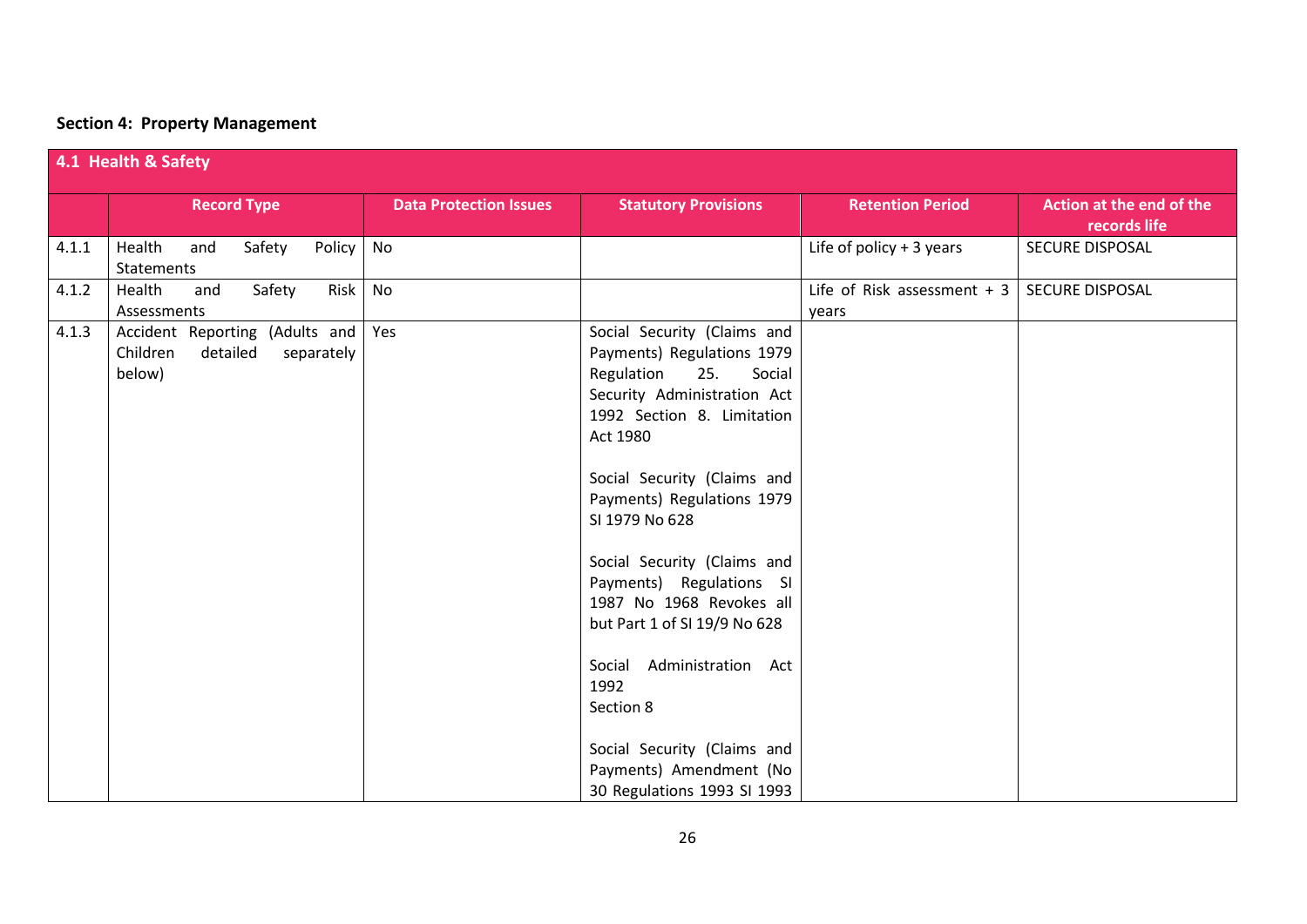**Section 4: Property Management**

| 4.1 Health & Safety | | | | | |
|---|---|---|---|---|---|
| | **Record Type** | **Data Protection Issues** | **Statutory Provisions** | **Retention Period** | **Action at the end of the records life** |
| 4.1.1 | Health and Safety Policy Statements | No | | Life of policy + 3 years | SECURE DISPOSAL |
| 4.1.2 | Health and Safety Risk Assessments | No | | Life of Risk assessment + 3 years | SECURE DISPOSAL |
| 4.1.3 | Accident Reporting (Adults and Children detailed separately below) | Yes | Social Security (Claims and Payments) Regulations 1979 Regulation 25. Social Security Administration Act 1992 Section 8. Limitation Act 1980<br><br>Social Security (Claims and Payments) Regulations 1979 SI 1979 No 628<br><br>Social Security (Claims and Payments) Regulations SI 1987 No 1968 Revokes all but Part 1 of SI 19/9 No 628<br><br>Social Administration Act 1992<br>Section 8<br><br>Social Security (Claims and Payments) Amendment (No 30 Regulations 1993 SI 1993 | | |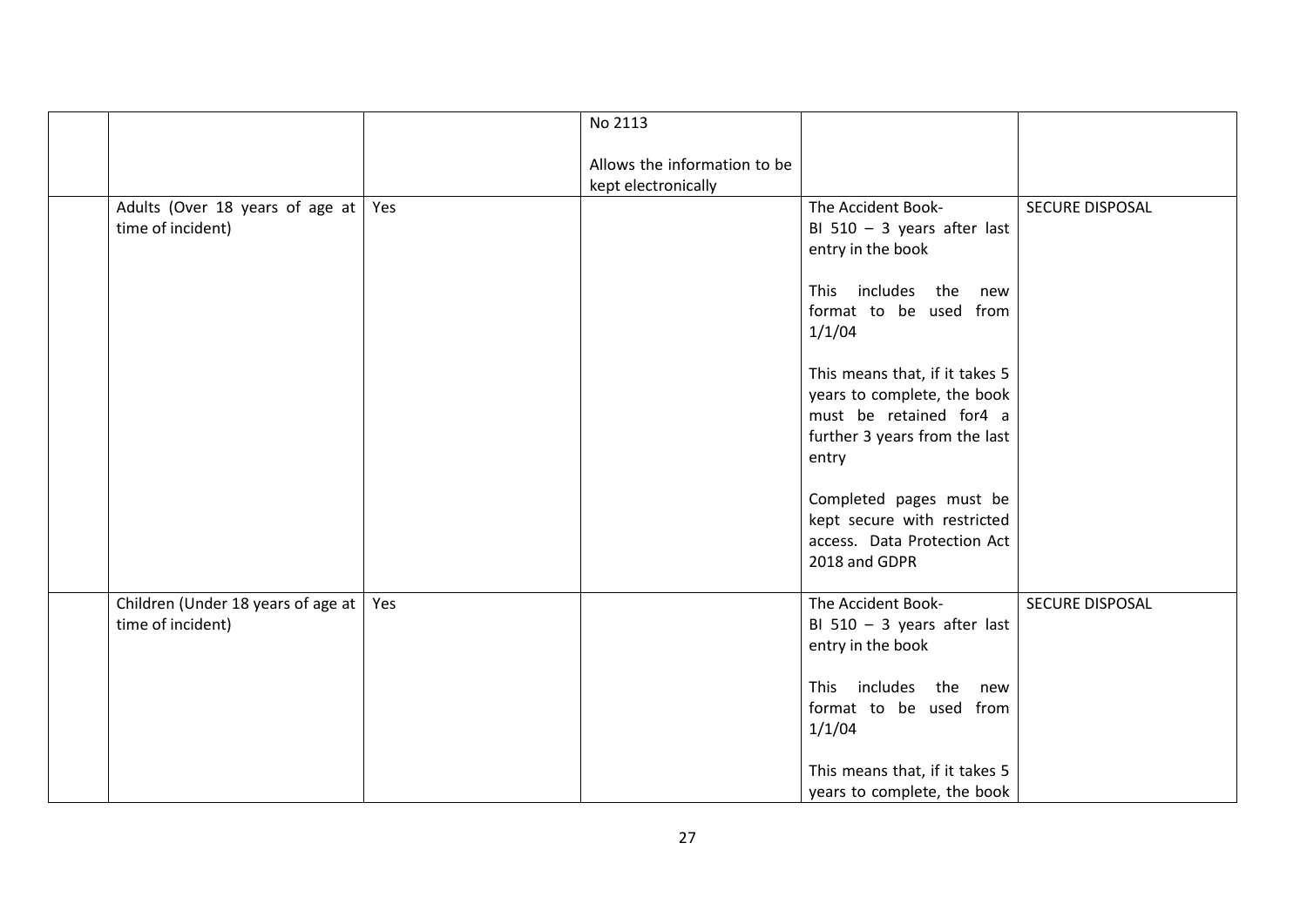| | | | | | |
|---|---|---|---|---|---|
| | | | No 2113<br><br>Allows the information to be kept electronically | | |
| | Adults (Over 18 years of age at time of incident) | Yes | | The Accident Book-<br>BI 510 – 3 years after last entry in the book<br><br>This includes the new format to be used from 1/1/04<br><br>This means that, if it takes 5 years to complete, the book must be retained for4 a further 3 years from the last entry<br><br>Completed pages must be kept secure with restricted access. Data Protection Act 2018 and GDPR | SECURE DISPOSAL |
| | Children (Under 18 years of age at time of incident) | Yes | | The Accident Book-<br>BI 510 – 3 years after last entry in the book<br><br>This includes the new format to be used from 1/1/04<br><br>This means that, if it takes 5 years to complete, the book | SECURE DISPOSAL |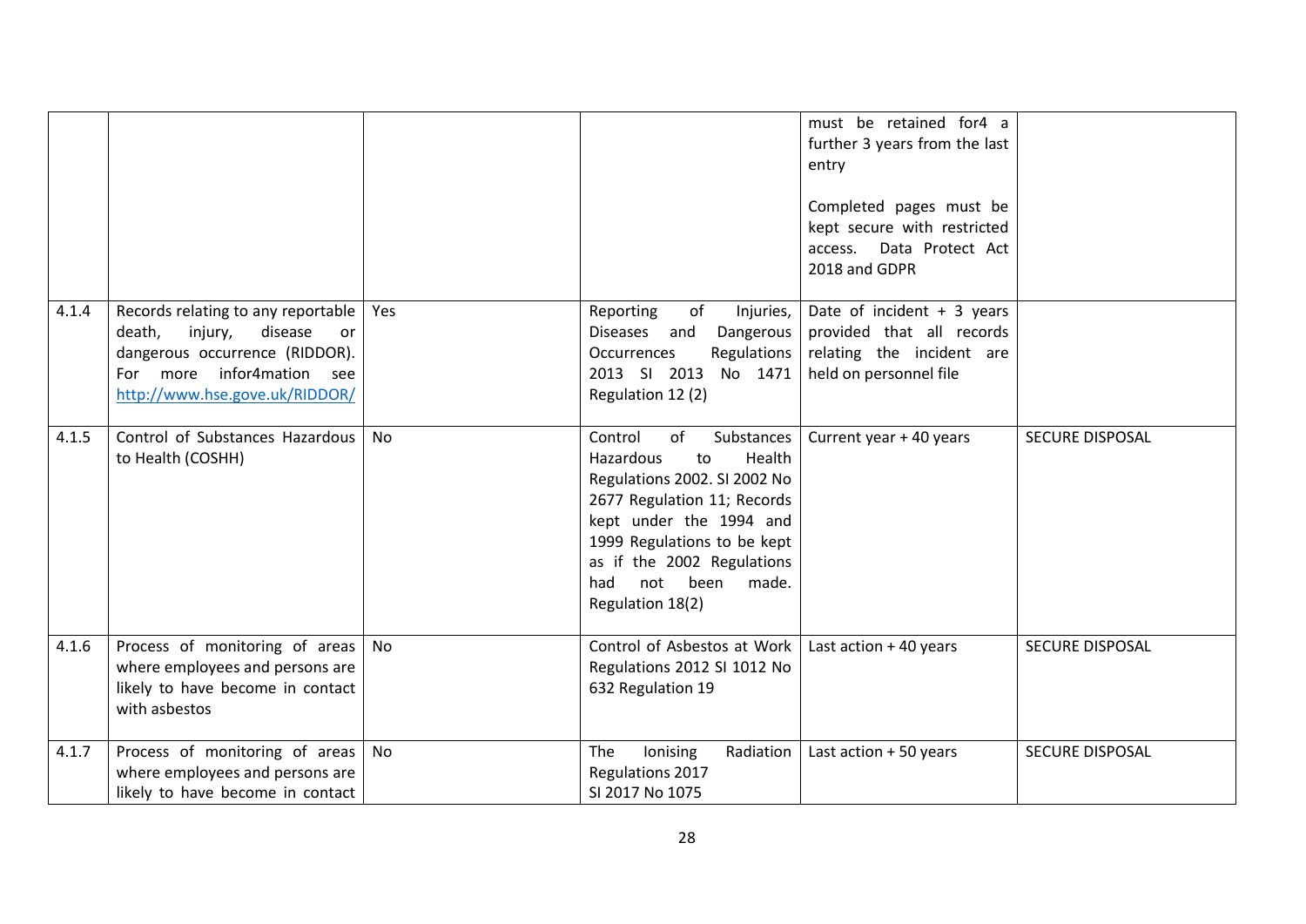| | | | | | |
|---|---|---|---|---|---|
| | | | | must be retained for4 a further 3 years from the last entry<br><br>Completed pages must be kept secure with restricted access. Data Protect Act 2018 and GDPR | |
| 4.1.4 | Records relating to any reportable death, injury, disease or dangerous occurrence (RIDDOR). For more infor4mation see http://www.hse.gove.uk/RIDDOR/ | Yes | Reporting of Injuries, Diseases and Dangerous Occurrences Regulations 2013 SI 2013 No 1471 Regulation 12 (2) | Date of incident + 3 years provided that all records relating the incident are held on personnel file | |
| 4.1.5 | Control of Substances Hazardous to Health (COSHH) | No | Control of Substances Hazardous to Health Regulations 2002. SI 2002 No 2677 Regulation 11; Records kept under the 1994 and 1999 Regulations to be kept as if the 2002 Regulations had not been made. Regulation 18(2) | Current year + 40 years | SECURE DISPOSAL |
| 4.1.6 | Process of monitoring of areas where employees and persons are likely to have become in contact with asbestos | No | Control of Asbestos at Work Regulations 2012 SI 1012 No 632 Regulation 19 | Last action + 40 years | SECURE DISPOSAL |
| 4.1.7 | Process of monitoring of areas where employees and persons are likely to have become in contact | No | The Ionising Radiation Regulations 2017<br>SI 2017 No 1075 | Last action + 50 years | SECURE DISPOSAL |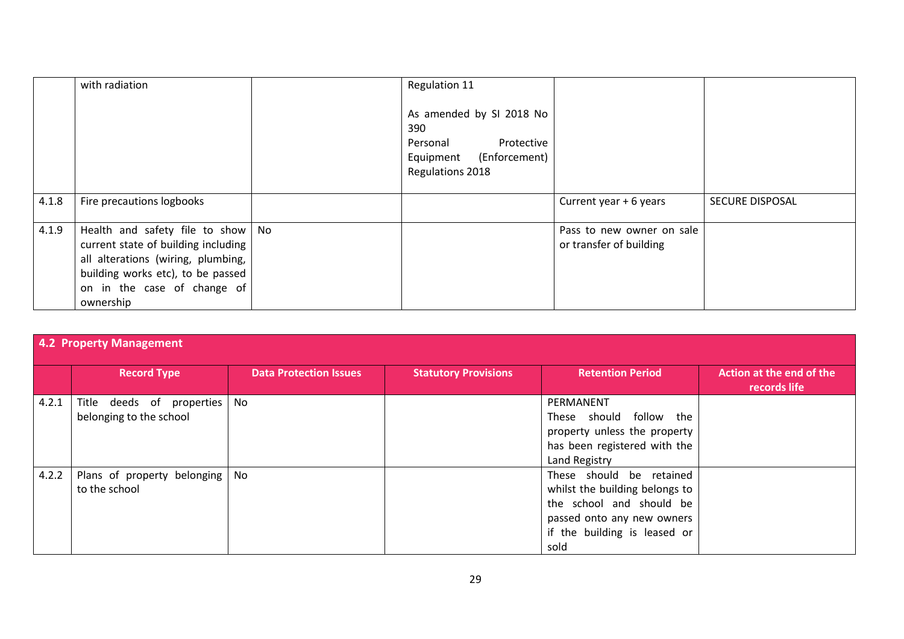|  | Record Type | Data Protection Issues | Statutory Provisions | Retention Period | Action at the end of the records life |
|---|---|---|---|---|---|
|  | with radiation |  | Regulation 11<br><br>As amended by SI 2018 No 390<br>Personal Protective Equipment (Enforcement) Regulations 2018 |  |  |
| 4.1.8 | Fire precautions logbooks |  |  | Current year + 6 years | SECURE DISPOSAL |
| 4.1.9 | Health and safety file to show current state of building including all alterations (wiring, plumbing, building works etc), to be passed on in the case of change of ownership | No |  | Pass to new owner on sale or transfer of building |  |

| **4.2 Property Management** | | | | | |
|---|---|---|---|---|---|
|  | **Record Type** | **Data Protection Issues** | **Statutory Provisions** | **Retention Period** | **Action at the end of the records life** |
| 4.2.1 | Title deeds of properties belonging to the school | No |  | PERMANENT<br>These should follow the property unless the property has been registered with the Land Registry |  |
| 4.2.2 | Plans of property belonging to the school | No |  | These should be retained whilst the building belongs to the school and should be passed onto any new owners if the building is leased or sold |  |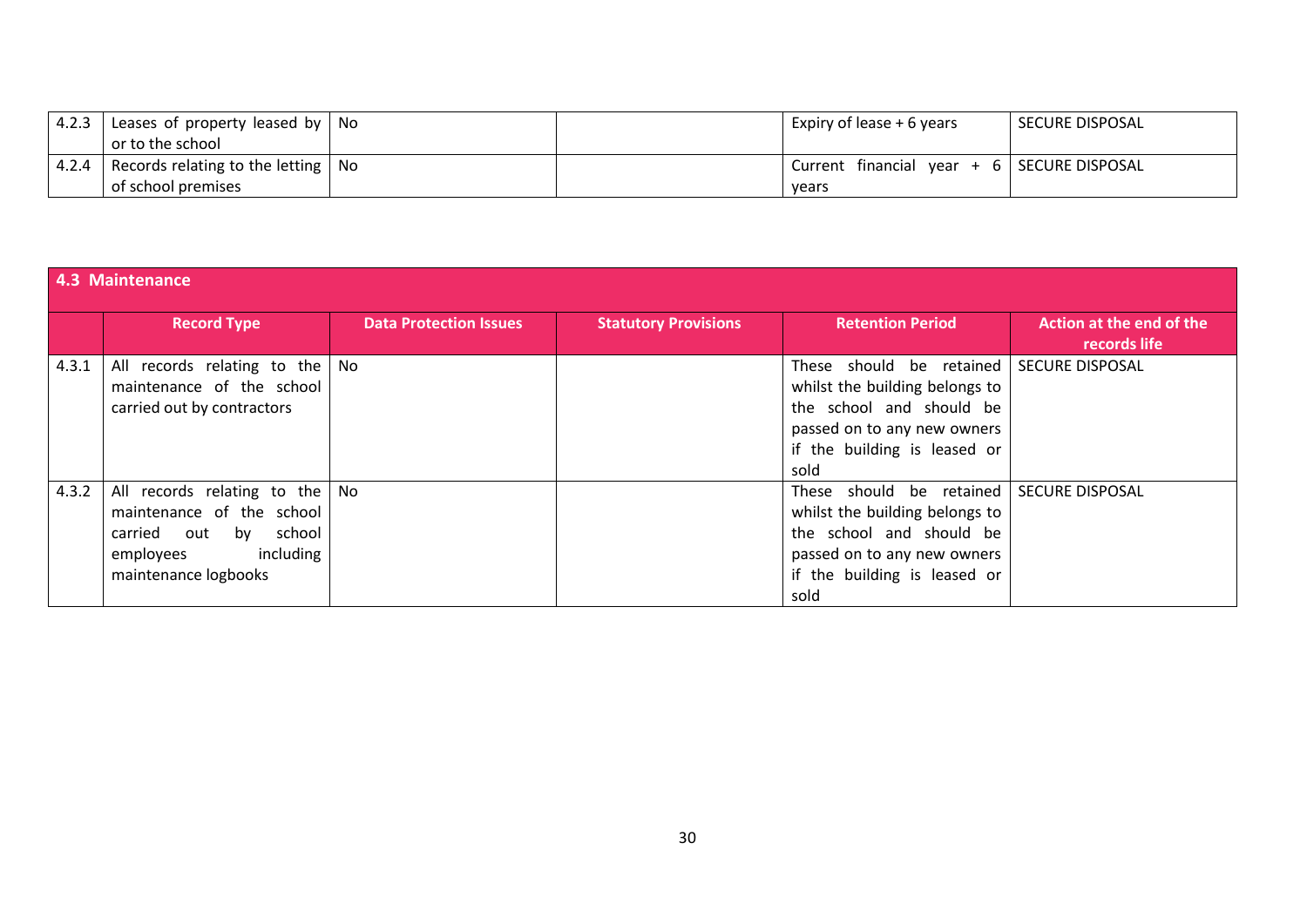| | | | | | |
|---|---|---|---|---|---|
| 4.2.3 | Leases of property leased by or to the school | No | | Expiry of lease + 6 years | SECURE DISPOSAL |
| 4.2.4 | Records relating to the letting of school premises | No | | Current financial year + 6 years | SECURE DISPOSAL |

**4.3 Maintenance**

| | Record Type | Data Protection Issues | Statutory Provisions | Retention Period | Action at the end of the records life |
|---|---|---|---|---|---|
| 4.3.1 | All records relating to the maintenance of the school carried out by contractors | No | | These should be retained whilst the building belongs to the school and should be passed on to any new owners if the building is leased or sold | SECURE DISPOSAL |
| 4.3.2 | All records relating to the maintenance of the school carried out by school employees including maintenance logbooks | No | | These should be retained whilst the building belongs to the school and should be passed on to any new owners if the building is leased or sold | SECURE DISPOSAL |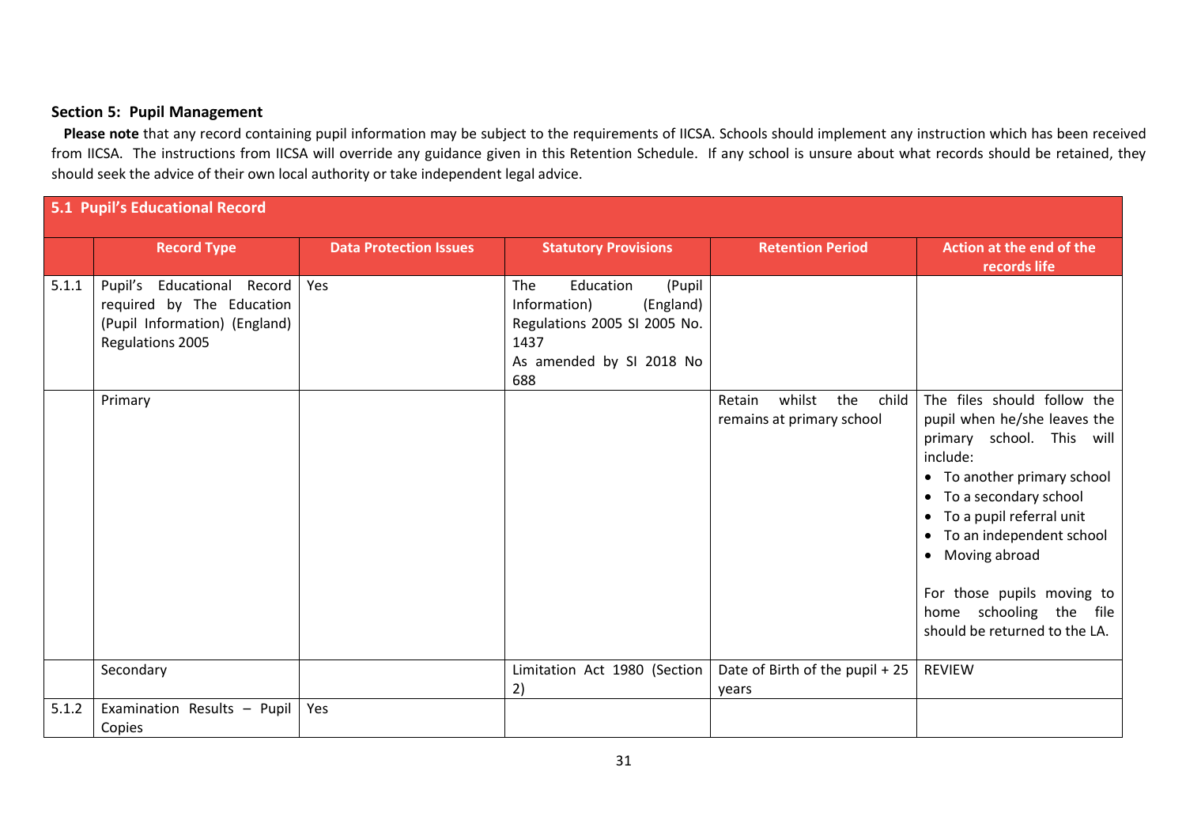**Section 5: Pupil Management**

**Please note** that any record containing pupil information may be subject to the requirements of IICSA. Schools should implement any instruction which has been received from IICSA. The instructions from IICSA will override any guidance given in this Retention Schedule. If any school is unsure about what records should be retained, they should seek the advice of their own local authority or take independent legal advice.

| **5.1 Pupil's Educational Record** | | | | | |
|---|---|---|---|---|---|
| | **Record Type** | **Data Protection Issues** | **Statutory Provisions** | **Retention Period** | **Action at the end of the records life** |
| 5.1.1 | Pupil's Educational Record required by The Education (Pupil Information) (England) Regulations 2005 | Yes | The Education (Pupil Information) (England) Regulations 2005 SI 2005 No. 1437<br>As amended by SI 2018 No 688 | | |
| | Primary | | | Retain whilst the child remains at primary school | The files should follow the pupil when he/she leaves the primary school. This will include:<br>• To another primary school<br>• To a secondary school<br>• To a pupil referral unit<br>• To an independent school<br>• Moving abroad<br><br>For those pupils moving to home schooling the file should be returned to the LA. |
| | Secondary | | Limitation Act 1980 (Section 2) | Date of Birth of the pupil + 25 years | REVIEW |
| 5.1.2 | Examination Results – Pupil Copies | Yes | | | |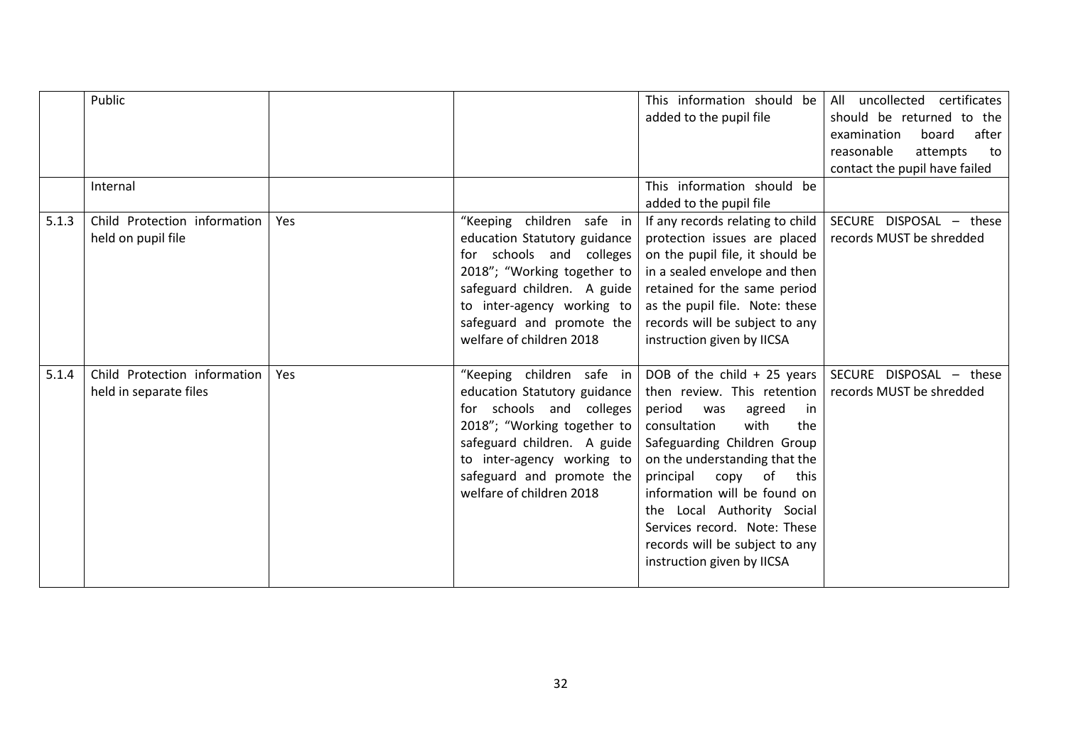| | | | | | |
|---|---|---|---|---|---|
| | Public | | | This information should be added to the pupil file | All uncollected certificates should be returned to the examination board after reasonable attempts to contact the pupil have failed |
| | Internal | | | This information should be added to the pupil file | |
| 5.1.3 | Child Protection information held on pupil file | Yes | "Keeping children safe in education Statutory guidance for schools and colleges 2018"; "Working together to safeguard children. A guide to inter-agency working to safeguard and promote the welfare of children 2018 | If any records relating to child protection issues are placed on the pupil file, it should be in a sealed envelope and then retained for the same period as the pupil file. Note: these records will be subject to any instruction given by IICSA | SECURE DISPOSAL – these records MUST be shredded |
| 5.1.4 | Child Protection information held in separate files | Yes | "Keeping children safe in education Statutory guidance for schools and colleges 2018"; "Working together to safeguard children. A guide to inter-agency working to safeguard and promote the welfare of children 2018 | DOB of the child + 25 years then review. This retention period was agreed in consultation with the Safeguarding Children Group on the understanding that the principal copy of this information will be found on the Local Authority Social Services record. Note: These records will be subject to any instruction given by IICSA | SECURE DISPOSAL – these records MUST be shredded |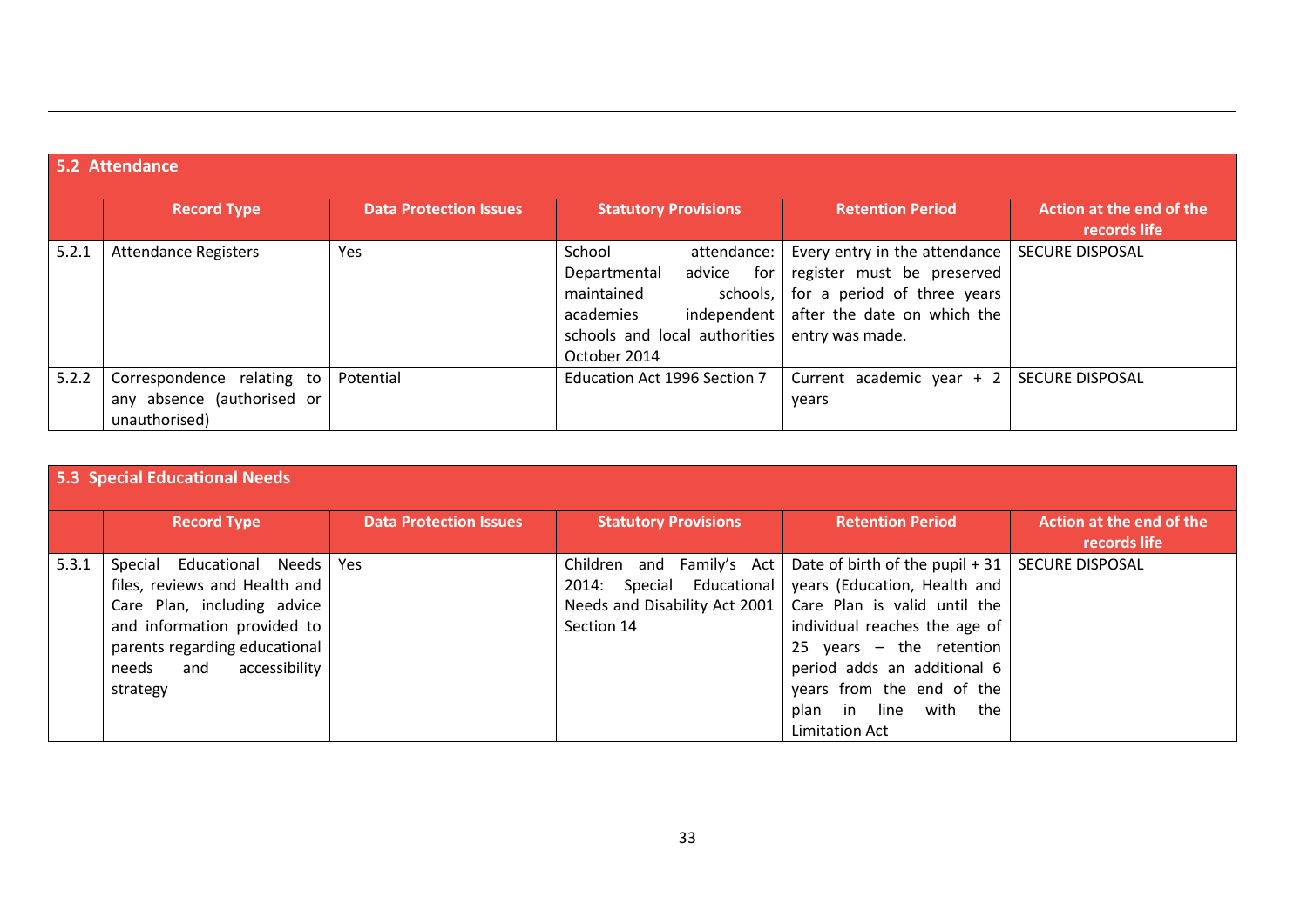## 5.2 Attendance

| | Record Type | Data Protection Issues | Statutory Provisions | Retention Period | Action at the end of the records life |
|---|---|---|---|---|---|
| 5.2.1 | Attendance Registers | Yes | School attendance: Departmental advice for maintained schools, academies independent schools and local authorities October 2014 | Every entry in the attendance register must be preserved for a period of three years after the date on which the entry was made. | SECURE DISPOSAL |
| 5.2.2 | Correspondence relating to any absence (authorised or unauthorised) | Potential | Education Act 1996 Section 7 | Current academic year + 2 years | SECURE DISPOSAL |

## 5.3 Special Educational Needs

| | Record Type | Data Protection Issues | Statutory Provisions | Retention Period | Action at the end of the records life |
|---|---|---|---|---|---|
| 5.3.1 | Special Educational Needs files, reviews and Health and Care Plan, including advice and information provided to parents regarding educational needs and accessibility strategy | Yes | Children and Family's Act 2014: Special Educational Needs and Disability Act 2001 Section 14 | Date of birth of the pupil + 31 years (Education, Health and Care Plan is valid until the individual reaches the age of 25 years – the retention period adds an additional 6 years from the end of the plan in line with the Limitation Act | SECURE DISPOSAL |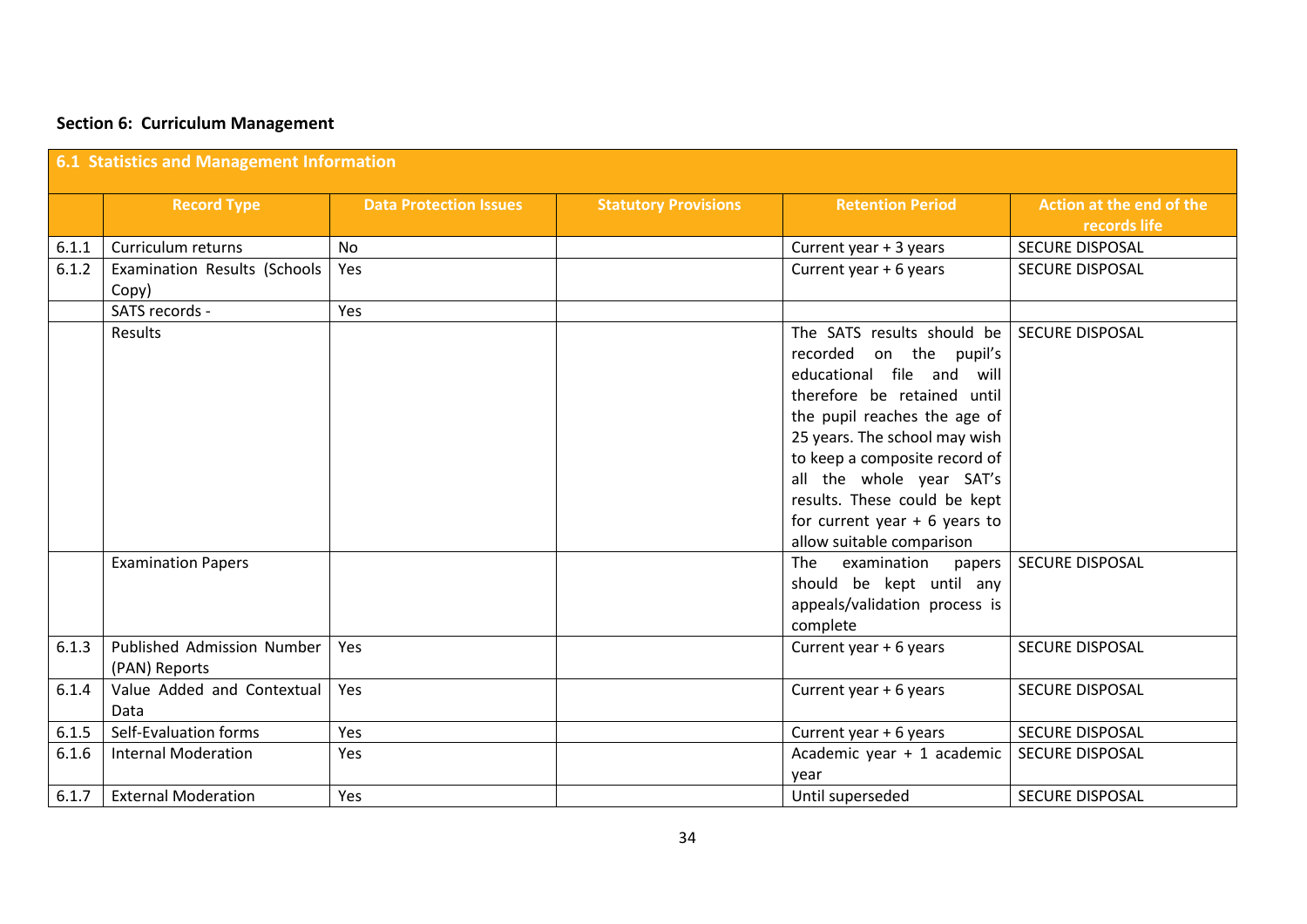## Section 6: Curriculum Management

| 6.1 Statistics and Management Information | | | | | |
|---|---|---|---|---|---|
| | **Record Type** | **Data Protection Issues** | **Statutory Provisions** | **Retention Period** | **Action at the end of the records life** |
| 6.1.1 | Curriculum returns | No | | Current year + 3 years | SECURE DISPOSAL |
| 6.1.2 | Examination Results (Schools Copy) | Yes | | Current year + 6 years | SECURE DISPOSAL |
| | SATS records - | Yes | | | |
| | Results | | | The SATS results should be recorded on the pupil's educational file and will therefore be retained until the pupil reaches the age of 25 years. The school may wish to keep a composite record of all the whole year SAT's results. These could be kept for current year + 6 years to allow suitable comparison | SECURE DISPOSAL |
| | Examination Papers | | | The examination papers should be kept until any appeals/validation process is complete | SECURE DISPOSAL |
| 6.1.3 | Published Admission Number (PAN) Reports | Yes | | Current year + 6 years | SECURE DISPOSAL |
| 6.1.4 | Value Added and Contextual Data | Yes | | Current year + 6 years | SECURE DISPOSAL |
| 6.1.5 | Self-Evaluation forms | Yes | | Current year + 6 years | SECURE DISPOSAL |
| 6.1.6 | Internal Moderation | Yes | | Academic year + 1 academic year | SECURE DISPOSAL |
| 6.1.7 | External Moderation | Yes | | Until superseded | SECURE DISPOSAL |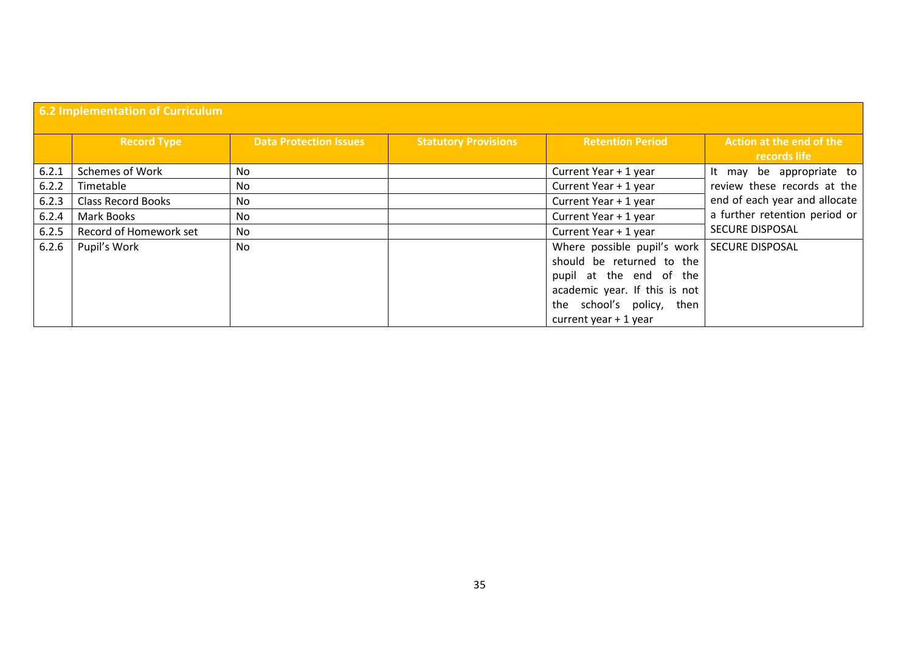| 6.2 Implementation of Curriculum | | | | | |
|---|---|---|---|---|---|
| | **Record Type** | **Data Protection Issues** | **Statutory Provisions** | **Retention Period** | **Action at the end of the records life** |
| 6.2.1 | Schemes of Work | No | | Current Year + 1 year | It may be appropriate to review these records at the end of each year and allocate a further retention period or SECURE DISPOSAL |
| 6.2.2 | Timetable | No | | Current Year + 1 year | |
| 6.2.3 | Class Record Books | No | | Current Year + 1 year | |
| 6.2.4 | Mark Books | No | | Current Year + 1 year | |
| 6.2.5 | Record of Homework set | No | | Current Year + 1 year | |
| 6.2.6 | Pupil's Work | No | | Where possible pupil's work should be returned to the pupil at the end of the academic year. If this is not the school's policy, then current year + 1 year | SECURE DISPOSAL |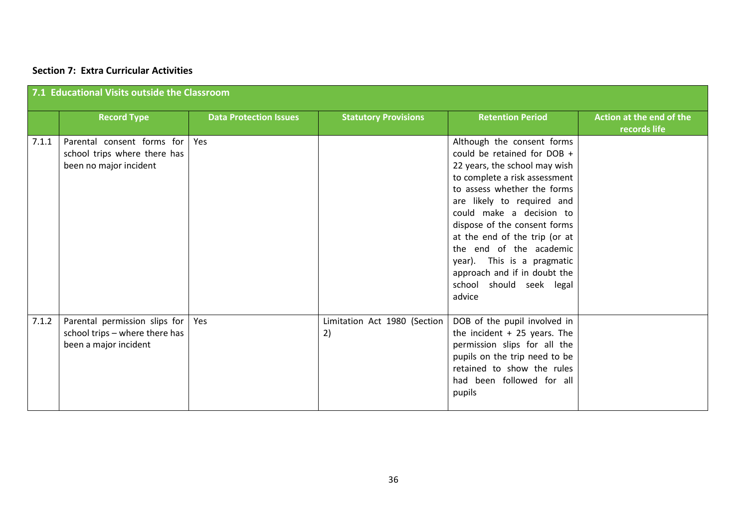**Section 7: Extra Curricular Activities**

| 7.1 Educational Visits outside the Classroom | | | | | |
|---|---|---|---|---|---|
| | **Record Type** | **Data Protection Issues** | **Statutory Provisions** | **Retention Period** | **Action at the end of the records life** |
| 7.1.1 | Parental consent forms for school trips where there has been no major incident | Yes | | Although the consent forms could be retained for DOB + 22 years, the school may wish to complete a risk assessment to assess whether the forms are likely to required and could make a decision to dispose of the consent forms at the end of the trip (or at the end of the academic year). This is a pragmatic approach and if in doubt the school should seek legal advice | |
| 7.1.2 | Parental permission slips for school trips – where there has been a major incident | Yes | Limitation Act 1980 (Section 2) | DOB of the pupil involved in the incident + 25 years. The permission slips for all the pupils on the trip need to be retained to show the rules had been followed for all pupils | |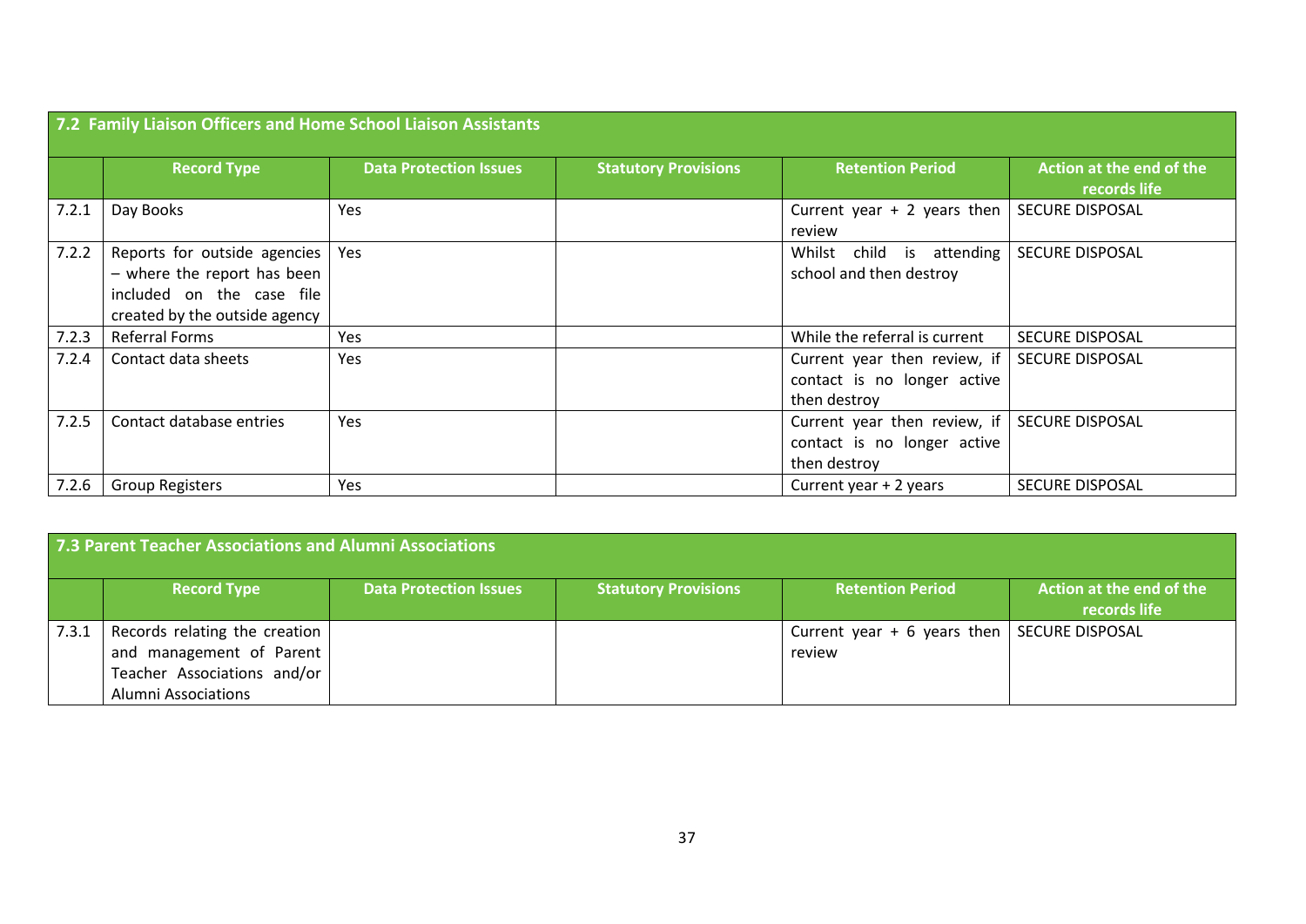## 7.2 Family Liaison Officers and Home School Liaison Assistants

| | Record Type | Data Protection Issues | Statutory Provisions | Retention Period | Action at the end of the records life |
|---|---|---|---|---|---|
| 7.2.1 | Day Books | Yes | | Current year + 2 years then review | SECURE DISPOSAL |
| 7.2.2 | Reports for outside agencies – where the report has been included on the case file created by the outside agency | Yes | | Whilst child is attending school and then destroy | SECURE DISPOSAL |
| 7.2.3 | Referral Forms | Yes | | While the referral is current | SECURE DISPOSAL |
| 7.2.4 | Contact data sheets | Yes | | Current year then review, if contact is no longer active then destroy | SECURE DISPOSAL |
| 7.2.5 | Contact database entries | Yes | | Current year then review, if contact is no longer active then destroy | SECURE DISPOSAL |
| 7.2.6 | Group Registers | Yes | | Current year + 2 years | SECURE DISPOSAL |

## 7.3 Parent Teacher Associations and Alumni Associations

| | Record Type | Data Protection Issues | Statutory Provisions | Retention Period | Action at the end of the records life |
|---|---|---|---|---|---|
| 7.3.1 | Records relating the creation and management of Parent Teacher Associations and/or Alumni Associations | | | Current year + 6 years then review | SECURE DISPOSAL |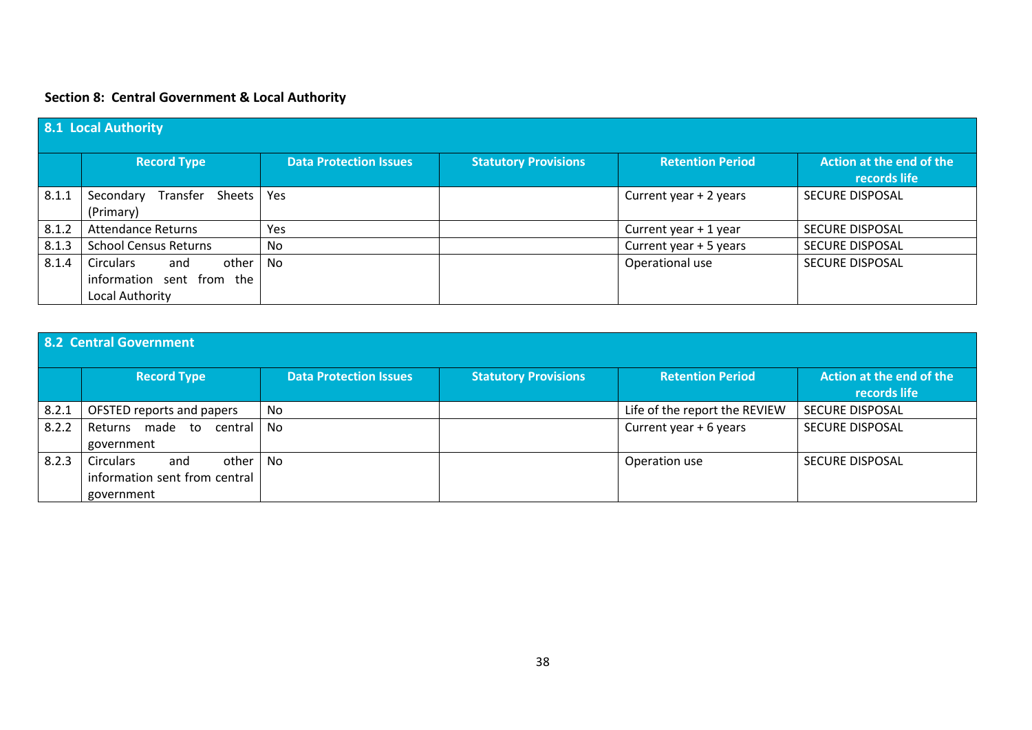**Section 8: Central Government & Local Authority**

| 8.1 Local Authority | | | | | |
|---|---|---|---|---|---|
| | **Record Type** | **Data Protection Issues** | **Statutory Provisions** | **Retention Period** | **Action at the end of the records life** |
| 8.1.1 | Secondary Transfer Sheets (Primary) | Yes | | Current year + 2 years | SECURE DISPOSAL |
| 8.1.2 | Attendance Returns | Yes | | Current year + 1 year | SECURE DISPOSAL |
| 8.1.3 | School Census Returns | No | | Current year + 5 years | SECURE DISPOSAL |
| 8.1.4 | Circulars and other information sent from the Local Authority | No | | Operational use | SECURE DISPOSAL |

| 8.2 Central Government | | | | | |
|---|---|---|---|---|---|
| | **Record Type** | **Data Protection Issues** | **Statutory Provisions** | **Retention Period** | **Action at the end of the records life** |
| 8.2.1 | OFSTED reports and papers | No | | Life of the report the REVIEW | SECURE DISPOSAL |
| 8.2.2 | Returns made to central government | No | | Current year + 6 years | SECURE DISPOSAL |
| 8.2.3 | Circulars and other information sent from central government | No | | Operation use | SECURE DISPOSAL |